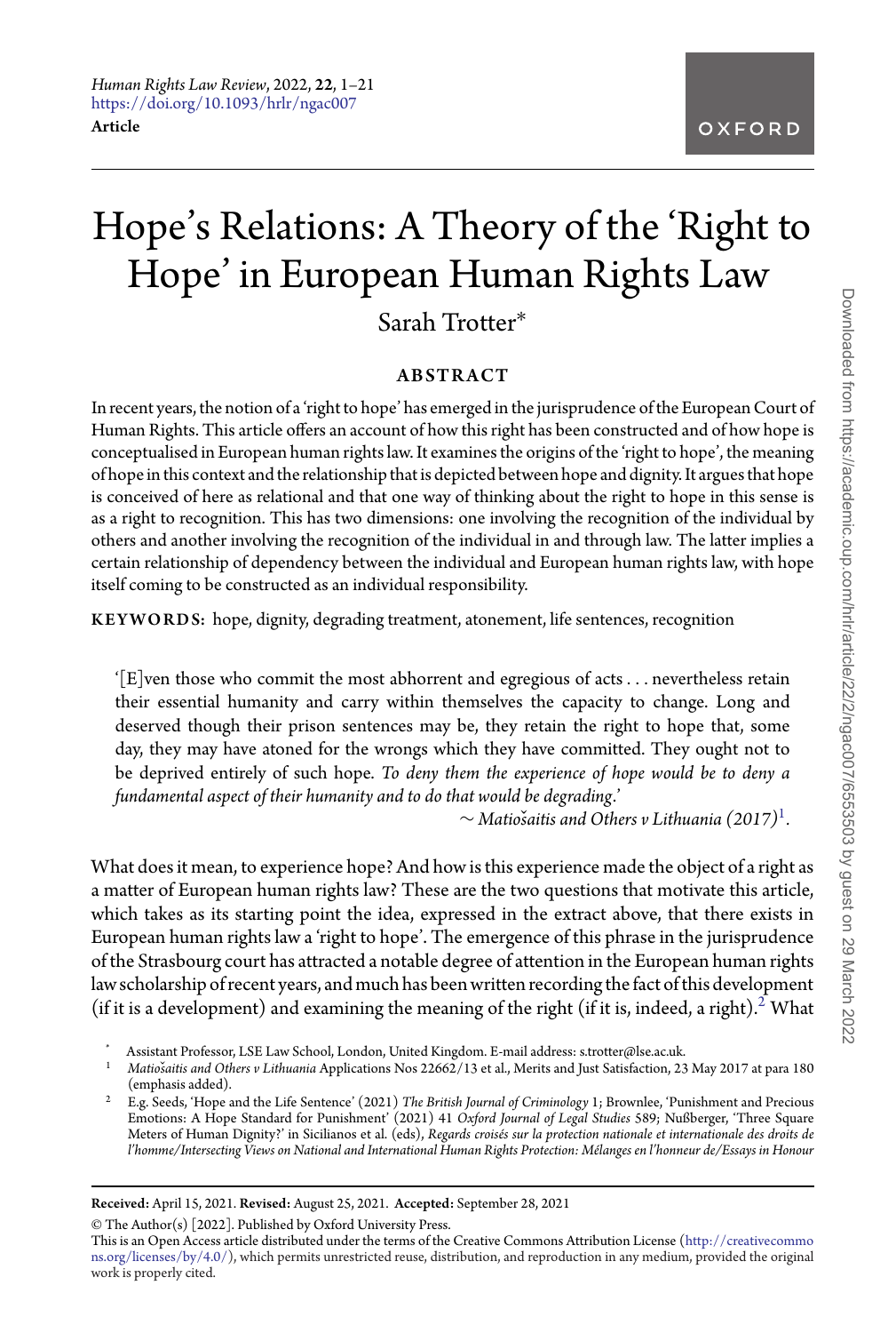# Hope's Relations: A Theory of the 'Right to Hope' in European Human Rights Law

Sarah Trotter*

## ABSTRACT

In recent years, the notion of a 'right to hope' has emerged in the jurisprudence of the European Court of Human Rights. This article offers an account of how this right has been constructed and of how hope is conceptualised in European human rights law. It examines the origins of the 'right to hope', the meaning of hope in this context and the relationship that is depicted between hope and dignity. It argues that hope is conceived of here as relational and that one way of thinking about the right to hope in this sense is as a right to recognition. This has two dimensions: one involving the recognition of the individual by others and another involving the recognition of the individual in and through law. The latter implies a certain relationship of dependency between the individual and European human rights law, with hope itself coming to be constructed as an individual responsibility.

**KEYWORDS:** hope, dignity, degrading treatment, atonement, life sentences, recognition

> '[E]ven those who commit the most abhorrent and egregious of acts . . . nevertheless retain their essential humanity and carry within themselves the capacity to change. Long and deserved though their prison sentences may be, they retain the right to hope that, some day, they may have atoned for the wrongs which they have committed. They ought not to be deprived entirely of such hope. *To deny them the experience of hope would be to deny a fundamental aspect of their humanity and to do that would be degrading*.'
>
> ~ *Matiošaitis and Others v Lithuania (2017)*[1].

What does it mean, to experience hope? And how is this experience made the object of a right as a matter of European human rights law? These are the two questions that motivate this article, which takes as its starting point the idea, expressed in the extract above, that there exists in European human rights law a 'right to hope'. The emergence of this phrase in the jurisprudence of the Strasbourg court has attracted a notable degree of attention in the European human rights law scholarship of recent years, and much has been written recording the fact of this development (if it is a development) and examining the meaning of the right (if it is, indeed, a right).[2] What

---

\* Assistant Professor, LSE Law School, London, United Kingdom. E-mail address: s.trotter@lse.ac.uk.

[1] *Matiošaitis and Others v Lithuania* Applications Nos 22662/13 et al., Merits and Just Satisfaction, 23 May 2017 at para 180 (emphasis added).

[2] E.g. Seeds, 'Hope and the Life Sentence' (2021) *The British Journal of Criminology* 1; Brownlee, 'Punishment and Precious Emotions: A Hope Standard for Punishment' (2021) 41 *Oxford Journal of Legal Studies* 589; Nußberger, 'Three Square Meters of Human Dignity?' in Sicilianos et al. (eds), *Regards croisés sur la protection nationale et internationale des droits de l'homme/Intersecting Views on National and International Human Rights Protection: Mélanges en l'honneur de/Essays in Honour*

**Received:** April 15, 2021. **Revised:** August 25, 2021. **Accepted:** September 28, 2021

© The Author(s) [2022]. Published by Oxford University Press.

This is an Open Access article distributed under the terms of the Creative Commons Attribution License (http://creativecommons.org/licenses/by/4.0/), which permits unrestricted reuse, distribution, and reproduction in any medium, provided the original work is properly cited.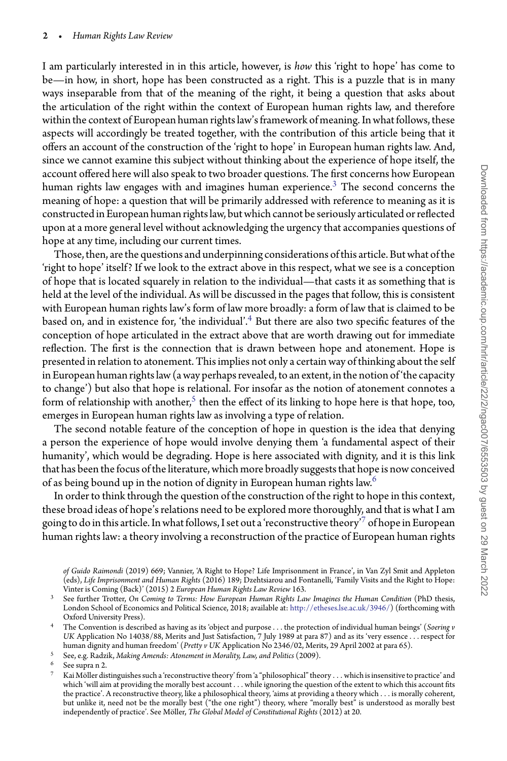I am particularly interested in in this article, however, is *how* this 'right to hope' has come to be—in how, in short, hope has been constructed as a right. This is a puzzle that is in many ways inseparable from that of the meaning of the right, it being a question that asks about the articulation of the right within the context of European human rights law, and therefore within the context of European human rights law's framework of meaning. In what follows, these aspects will accordingly be treated together, with the contribution of this article being that it offers an account of the construction of the 'right to hope' in European human rights law. And, since we cannot examine this subject without thinking about the experience of hope itself, the account offered here will also speak to two broader questions. The first concerns how European human rights law engages with and imagines human experience.[3] The second concerns the meaning of hope: a question that will be primarily addressed with reference to meaning as it is constructed in European human rights law, but which cannot be seriously articulated or reflected upon at a more general level without acknowledging the urgency that accompanies questions of hope at any time, including our current times.

Those, then, are the questions and underpinning considerations of this article. But what of the 'right to hope' itself? If we look to the extract above in this respect, what we see is a conception of hope that is located squarely in relation to the individual—that casts it as something that is held at the level of the individual. As will be discussed in the pages that follow, this is consistent with European human rights law's form of law more broadly: a form of law that is claimed to be based on, and in existence for, 'the individual'.[4] But there are also two specific features of the conception of hope articulated in the extract above that are worth drawing out for immediate reflection. The first is the connection that is drawn between hope and atonement. Hope is presented in relation to atonement. This implies not only a certain way of thinking about the self in European human rights law (a way perhaps revealed, to an extent, in the notion of 'the capacity to change') but also that hope is relational. For insofar as the notion of atonement connotes a form of relationship with another,[5] then the effect of its linking to hope here is that hope, too, emerges in European human rights law as involving a type of relation.

The second notable feature of the conception of hope in question is the idea that denying a person the experience of hope would involve denying them 'a fundamental aspect of their humanity', which would be degrading. Hope is here associated with dignity, and it is this link that has been the focus of the literature, which more broadly suggests that hope is now conceived of as being bound up in the notion of dignity in European human rights law.[6]

In order to think through the question of the construction of the right to hope in this context, these broad ideas of hope's relations need to be explored more thoroughly, and that is what I am going to do in this article. In what follows, I set out a 'reconstructive theory'[7] of hope in European human rights law: a theory involving a reconstruction of the practice of European human rights

*of Guido Raimondi* (2019) 669; Vannier, 'A Right to Hope? Life Imprisonment in France', in Van Zyl Smit and Appleton (eds), *Life Imprisonment and Human Rights* (2016) 189; Dzehtsiarou and Fontanelli, 'Family Visits and the Right to Hope: Vinter is Coming (Back)' (2015) 2 *European Human Rights Law Review* 163.

[3] See further Trotter, *On Coming to Terms: How European Human Rights Law Imagines the Human Condition* (PhD thesis, London School of Economics and Political Science, 2018; available at: http://etheses.lse.ac.uk/3946/) (forthcoming with Oxford University Press).

[4] The Convention is described as having as its 'object and purpose . . . the protection of individual human beings' (*Soering v UK* Application No 14038/88, Merits and Just Satisfaction, 7 July 1989 at para 87) and as its 'very essence . . . respect for human dignity and human freedom' (*Pretty v UK* Application No 2346/02, Merits, 29 April 2002 at para 65).

[5] See, e.g. Radzik, *Making Amends: Atonement in Morality, Law, and Politics* (2009).

[6] See supra n 2.

[7] Kai Möller distinguishes such a 'reconstructive theory' from 'a "philosophical" theory . . . which is insensitive to practice' and which 'will aim at providing the morally best account . . . while ignoring the question of the extent to which this account fits the practice'. A reconstructive theory, like a philosophical theory, 'aims at providing a theory which . . . is morally coherent, but unlike it, need not be the morally best ("the one right") theory, where "morally best" is understood as morally best independently of practice'. See Möller, *The Global Model of Constitutional Rights* (2012) at 20.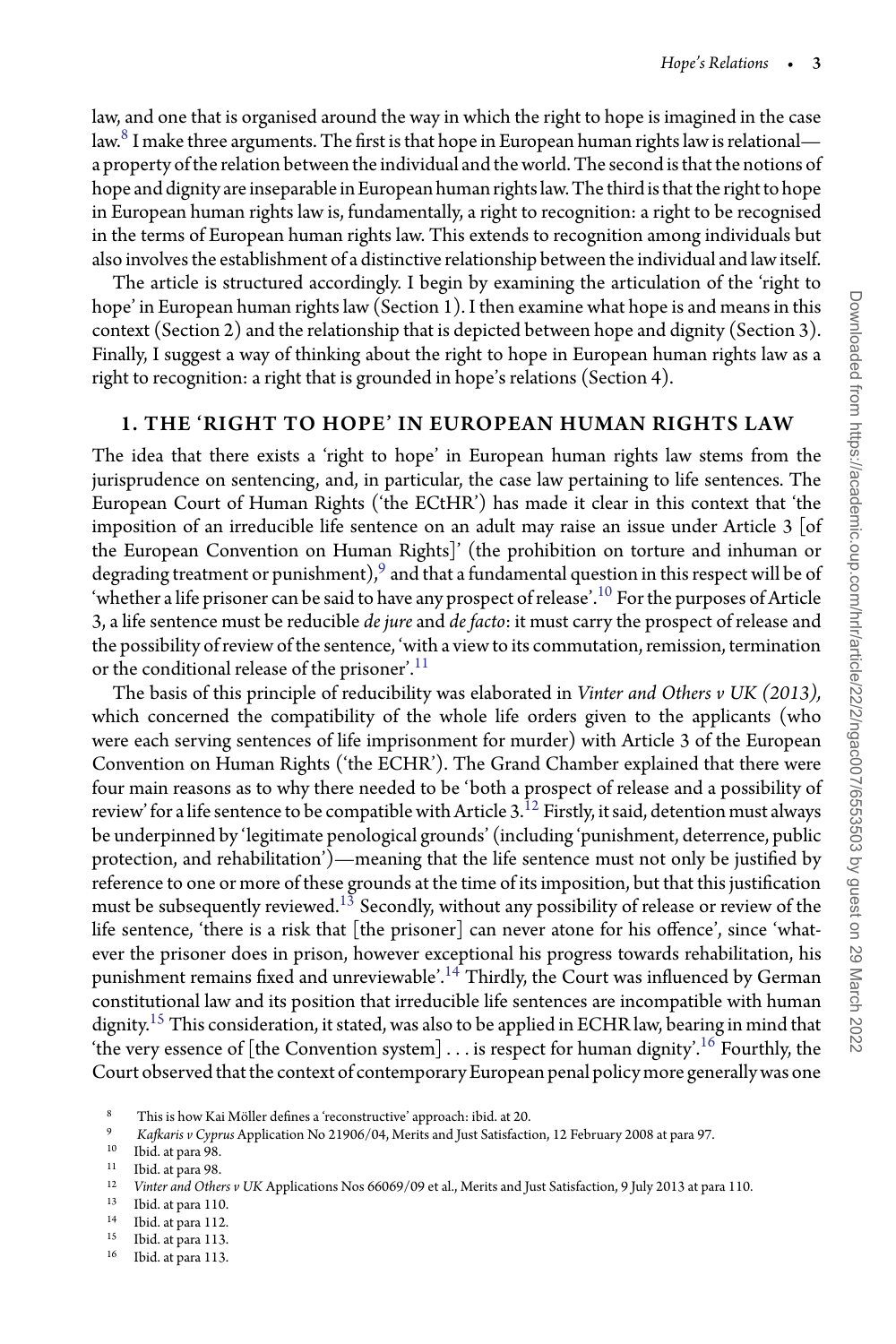law, and one that is organised around the way in which the right to hope is imagined in the case law.[8] I make three arguments. The first is that hope in European human rights law is relational—a property of the relation between the individual and the world. The second is that the notions of hope and dignity are inseparable in European human rights law. The third is that the right to hope in European human rights law is, fundamentally, a right to recognition: a right to be recognised in the terms of European human rights law. This extends to recognition among individuals but also involves the establishment of a distinctive relationship between the individual and law itself.

The article is structured accordingly. I begin by examining the articulation of the 'right to hope' in European human rights law (Section 1). I then examine what hope is and means in this context (Section 2) and the relationship that is depicted between hope and dignity (Section 3). Finally, I suggest a way of thinking about the right to hope in European human rights law as a right to recognition: a right that is grounded in hope's relations (Section 4).

## 1. THE 'RIGHT TO HOPE' IN EUROPEAN HUMAN RIGHTS LAW

The idea that there exists a 'right to hope' in European human rights law stems from the jurisprudence on sentencing, and, in particular, the case law pertaining to life sentences. The European Court of Human Rights ('the ECtHR') has made it clear in this context that 'the imposition of an irreducible life sentence on an adult may raise an issue under Article 3 [of the European Convention on Human Rights]' (the prohibition on torture and inhuman or degrading treatment or punishment),[9] and that a fundamental question in this respect will be of 'whether a life prisoner can be said to have any prospect of release'.[10] For the purposes of Article 3, a life sentence must be reducible *de jure* and *de facto*: it must carry the prospect of release and the possibility of review of the sentence, 'with a view to its commutation, remission, termination or the conditional release of the prisoner'.[11]

The basis of this principle of reducibility was elaborated in *Vinter and Others v UK (2013),* which concerned the compatibility of the whole life orders given to the applicants (who were each serving sentences of life imprisonment for murder) with Article 3 of the European Convention on Human Rights ('the ECHR'). The Grand Chamber explained that there were four main reasons as to why there needed to be 'both a prospect of release and a possibility of review' for a life sentence to be compatible with Article 3.[12] Firstly, it said, detention must always be underpinned by 'legitimate penological grounds' (including 'punishment, deterrence, public protection, and rehabilitation')—meaning that the life sentence must not only be justified by reference to one or more of these grounds at the time of its imposition, but that this justification must be subsequently reviewed.[13] Secondly, without any possibility of release or review of the life sentence, 'there is a risk that [the prisoner] can never atone for his offence', since 'whatever the prisoner does in prison, however exceptional his progress towards rehabilitation, his punishment remains fixed and unreviewable'.[14] Thirdly, the Court was influenced by German constitutional law and its position that irreducible life sentences are incompatible with human dignity.[15] This consideration, it stated, was also to be applied in ECHR law, bearing in mind that 'the very essence of [the Convention system] . . . is respect for human dignity'.[16] Fourthly, the Court observed that the context of contemporary European penal policy more generally was one

[8] This is how Kai Möller defines a 'reconstructive' approach: ibid. at 20.
[9] *Kafkaris v Cyprus* Application No 21906/04, Merits and Just Satisfaction, 12 February 2008 at para 97.
[10] Ibid. at para 98.
[11] Ibid. at para 98.
[12] *Vinter and Others v UK* Applications Nos 66069/09 et al., Merits and Just Satisfaction, 9 July 2013 at para 110.
[13] Ibid. at para 110.
[14] Ibid. at para 112.
[15] Ibid. at para 113.
[16] Ibid. at para 113.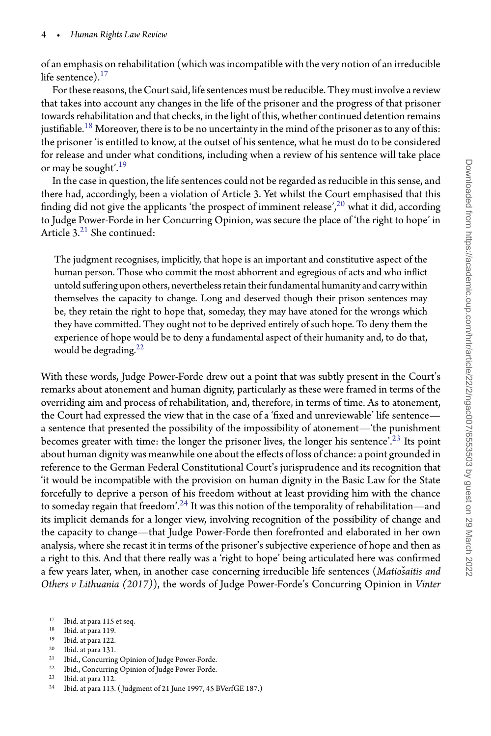of an emphasis on rehabilitation (which was incompatible with the very notion of an irreducible life sentence).[17]

For these reasons, the Court said, life sentences must be reducible. They must involve a review that takes into account any changes in the life of the prisoner and the progress of that prisoner towards rehabilitation and that checks, in the light of this, whether continued detention remains justifiable.[18] Moreover, there is to be no uncertainty in the mind of the prisoner as to any of this: the prisoner 'is entitled to know, at the outset of his sentence, what he must do to be considered for release and under what conditions, including when a review of his sentence will take place or may be sought'.[19]

In the case in question, the life sentences could not be regarded as reducible in this sense, and there had, accordingly, been a violation of Article 3. Yet whilst the Court emphasised that this finding did not give the applicants 'the prospect of imminent release',[20] what it did, according to Judge Power-Forde in her Concurring Opinion, was secure the place of 'the right to hope' in Article 3.[21] She continued:

> The judgment recognises, implicitly, that hope is an important and constitutive aspect of the human person. Those who commit the most abhorrent and egregious of acts and who inflict untold suffering upon others, nevertheless retain their fundamental humanity and carry within themselves the capacity to change. Long and deserved though their prison sentences may be, they retain the right to hope that, someday, they may have atoned for the wrongs which they have committed. They ought not to be deprived entirely of such hope. To deny them the experience of hope would be to deny a fundamental aspect of their humanity and, to do that, would be degrading.[22]

With these words, Judge Power-Forde drew out a point that was subtly present in the Court's remarks about atonement and human dignity, particularly as these were framed in terms of the overriding aim and process of rehabilitation, and, therefore, in terms of time. As to atonement, the Court had expressed the view that in the case of a 'fixed and unreviewable' life sentence—a sentence that presented the possibility of the impossibility of atonement—'the punishment becomes greater with time: the longer the prisoner lives, the longer his sentence'.[23] Its point about human dignity was meanwhile one about the effects of loss of chance: a point grounded in reference to the German Federal Constitutional Court's jurisprudence and its recognition that 'it would be incompatible with the provision on human dignity in the Basic Law for the State forcefully to deprive a person of his freedom without at least providing him with the chance to someday regain that freedom'.[24] It was this notion of the temporality of rehabilitation—and its implicit demands for a longer view, involving recognition of the possibility of change and the capacity to change—that Judge Power-Forde then forefronted and elaborated in her own analysis, where she recast it in terms of the prisoner's subjective experience of hope and then as a right to this. And that there really was a 'right to hope' being articulated here was confirmed a few years later, when, in another case concerning irreducible life sentences (*Matiošaitis and Others v Lithuania (2017)*), the words of Judge Power-Forde's Concurring Opinion in *Vinter*

[17] Ibid. at para 115 et seq.
[18] Ibid. at para 119.
[19] Ibid. at para 122.
[20] Ibid. at para 131.
[21] Ibid., Concurring Opinion of Judge Power-Forde.
[22] Ibid., Concurring Opinion of Judge Power-Forde.
[23] Ibid. at para 112.
[24] Ibid. at para 113. (Judgment of 21 June 1997, 45 BVerfGE 187.)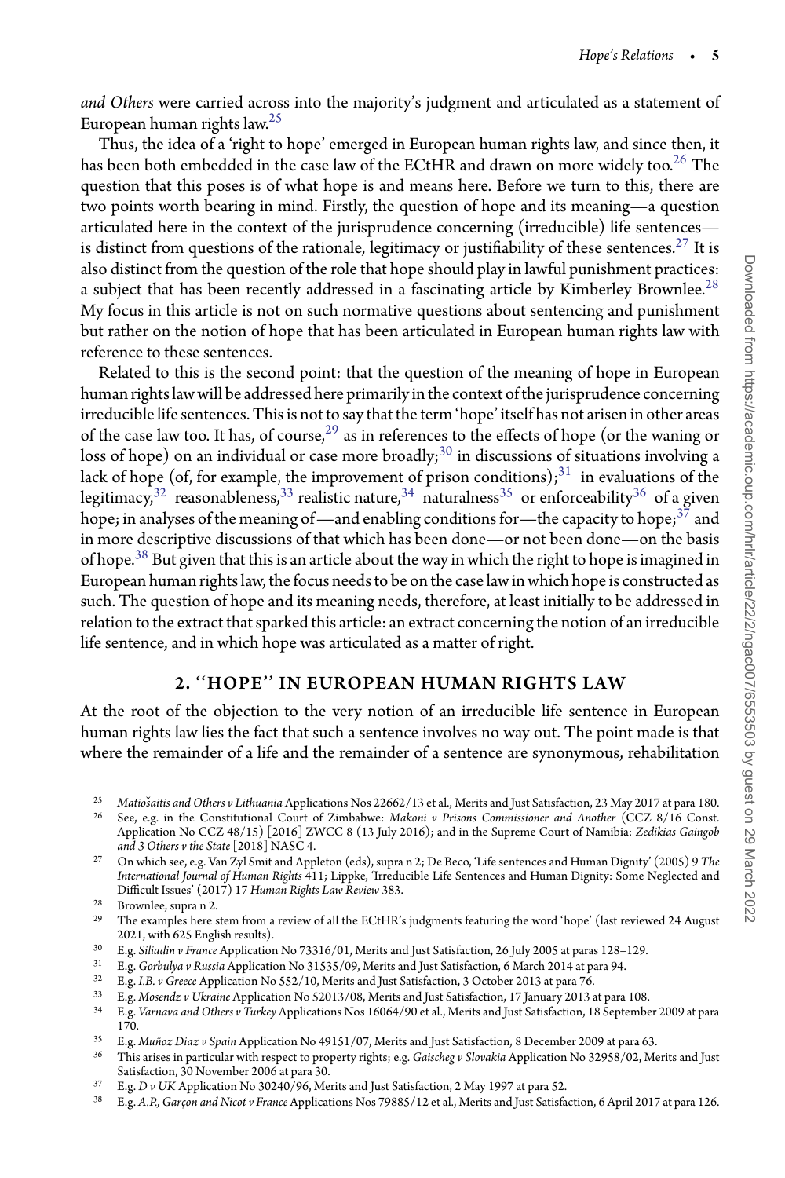*and Others* were carried across into the majority's judgment and articulated as a statement of European human rights law.[25]

Thus, the idea of a 'right to hope' emerged in European human rights law, and since then, it has been both embedded in the case law of the ECtHR and drawn on more widely too.[26] The question that this poses is of what hope is and means here. Before we turn to this, there are two points worth bearing in mind. Firstly, the question of hope and its meaning—a question articulated here in the context of the jurisprudence concerning (irreducible) life sentences—is distinct from questions of the rationale, legitimacy or justifiability of these sentences.[27] It is also distinct from the question of the role that hope should play in lawful punishment practices: a subject that has been recently addressed in a fascinating article by Kimberley Brownlee.[28] My focus in this article is not on such normative questions about sentencing and punishment but rather on the notion of hope that has been articulated in European human rights law with reference to these sentences.

Related to this is the second point: that the question of the meaning of hope in European human rights law will be addressed here primarily in the context of the jurisprudence concerning irreducible life sentences. This is not to say that the term 'hope' itself has not arisen in other areas of the case law too. It has, of course,[29] as in references to the effects of hope (or the waning or loss of hope) on an individual or case more broadly;[30] in discussions of situations involving a lack of hope (of, for example, the improvement of prison conditions);[31] in evaluations of the legitimacy,[32] reasonableness,[33] realistic nature,[34] naturalness[35] or enforceability[36] of a given hope; in analyses of the meaning of—and enabling conditions for—the capacity to hope;[37] and in more descriptive discussions of that which has been done—or not been done—on the basis of hope.[38] But given that this is an article about the way in which the right to hope is imagined in European human rights law, the focus needs to be on the case law in which hope is constructed as such. The question of hope and its meaning needs, therefore, at least initially to be addressed in relation to the extract that sparked this article: an extract concerning the notion of an irreducible life sentence, and in which hope was articulated as a matter of right.

## 2. "HOPE" IN EUROPEAN HUMAN RIGHTS LAW

At the root of the objection to the very notion of an irreducible life sentence in European human rights law lies the fact that such a sentence involves no way out. The point made is that where the remainder of a life and the remainder of a sentence are synonymous, rehabilitation

---

[25] *Matiošaitis and Others v Lithuania* Applications Nos 22662/13 et al., Merits and Just Satisfaction, 23 May 2017 at para 180.

[26] See, e.g. in the Constitutional Court of Zimbabwe: *Makoni v Prisons Commissioner and Another* (CCZ 8/16 Const. Application No CCZ 48/15) [2016] ZWCC 8 (13 July 2016); and in the Supreme Court of Namibia: *Zedikias Gaingob and 3 Others v the State* [2018] NASC 4.

[27] On which see, e.g. Van Zyl Smit and Appleton (eds), supra n 2; De Beco, 'Life sentences and Human Dignity' (2005) 9 *The International Journal of Human Rights* 411; Lippke, 'Irreducible Life Sentences and Human Dignity: Some Neglected and Difficult Issues' (2017) 17 *Human Rights Law Review* 383.

[28] Brownlee, supra n 2.

[29] The examples here stem from a review of all the ECtHR's judgments featuring the word 'hope' (last reviewed 24 August 2021, with 625 English results).

[30] E.g. *Siliadin v France* Application No 73316/01, Merits and Just Satisfaction, 26 July 2005 at paras 128–129.

[31] E.g. *Gorbulya v Russia* Application No 31535/09, Merits and Just Satisfaction, 6 March 2014 at para 94.

[32] E.g. *I.B. v Greece* Application No 552/10, Merits and Just Satisfaction, 3 October 2013 at para 76.

[33] E.g. *Mosendz v Ukraine* Application No 52013/08, Merits and Just Satisfaction, 17 January 2013 at para 108.

[34] E.g. *Varnava and Others v Turkey* Applications Nos 16064/90 et al., Merits and Just Satisfaction, 18 September 2009 at para 170.

[35] E.g. *Muñoz Diaz v Spain* Application No 49151/07, Merits and Just Satisfaction, 8 December 2009 at para 63.

[36] This arises in particular with respect to property rights; e.g. *Gaischeg v Slovakia* Application No 32958/02, Merits and Just Satisfaction, 30 November 2006 at para 30.

[37] E.g. *D v UK* Application No 30240/96, Merits and Just Satisfaction, 2 May 1997 at para 52.

[38] E.g. *A.P., Garçon and Nicot v France* Applications Nos 79885/12 et al., Merits and Just Satisfaction, 6 April 2017 at para 126.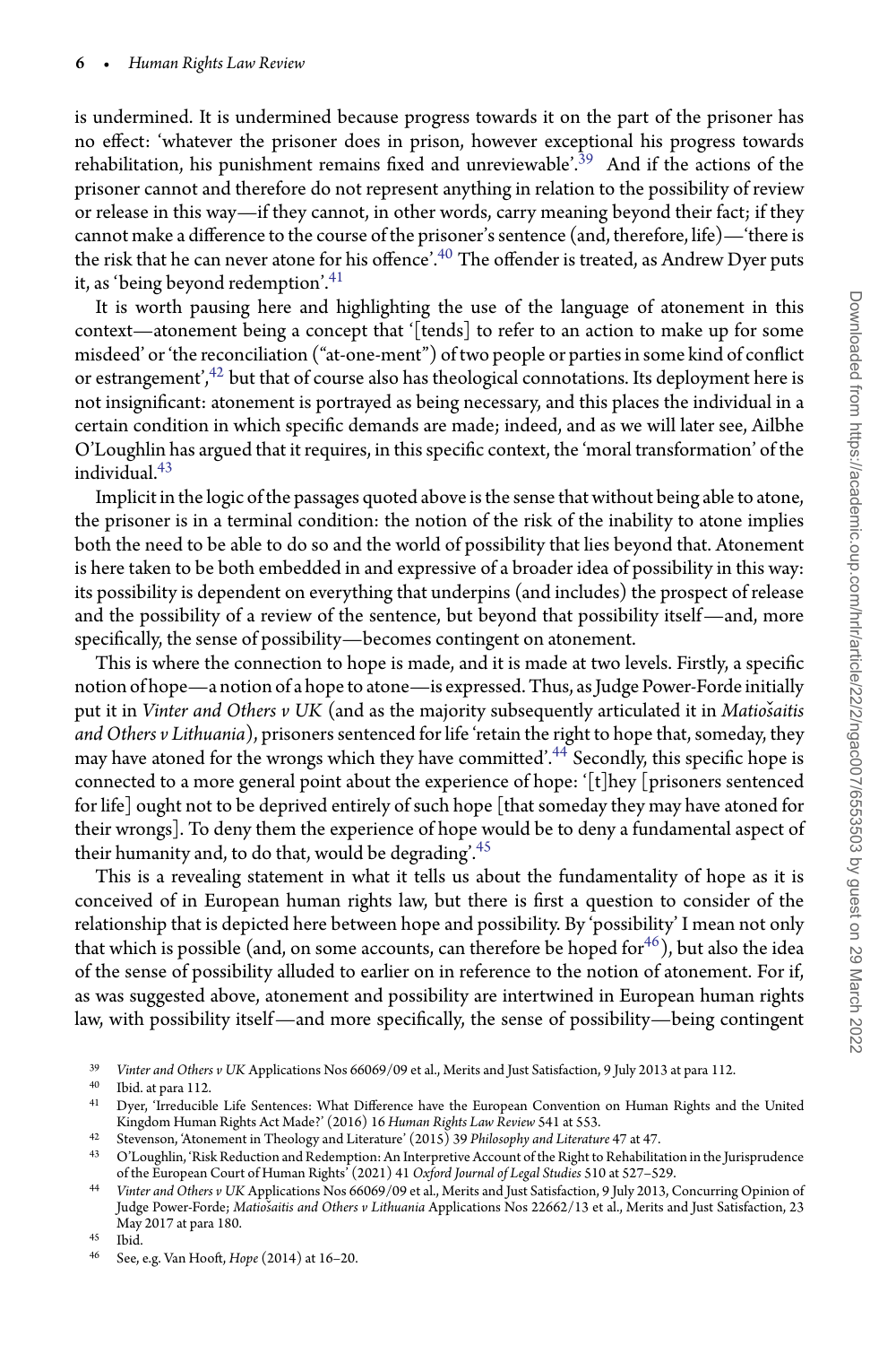is undermined. It is undermined because progress towards it on the part of the prisoner has no effect: 'whatever the prisoner does in prison, however exceptional his progress towards rehabilitation, his punishment remains fixed and unreviewable'.[39] And if the actions of the prisoner cannot and therefore do not represent anything in relation to the possibility of review or release in this way—if they cannot, in other words, carry meaning beyond their fact; if they cannot make a difference to the course of the prisoner's sentence (and, therefore, life)—'there is the risk that he can never atone for his offence'.[40] The offender is treated, as Andrew Dyer puts it, as 'being beyond redemption'.[41]

It is worth pausing here and highlighting the use of the language of atonement in this context—atonement being a concept that '[tends] to refer to an action to make up for some misdeed' or 'the reconciliation ("at-one-ment") of two people or parties in some kind of conflict or estrangement',[42] but that of course also has theological connotations. Its deployment here is not insignificant: atonement is portrayed as being necessary, and this places the individual in a certain condition in which specific demands are made; indeed, and as we will later see, Ailbhe O'Loughlin has argued that it requires, in this specific context, the 'moral transformation' of the individual.[43]

Implicit in the logic of the passages quoted above is the sense that without being able to atone, the prisoner is in a terminal condition: the notion of the risk of the inability to atone implies both the need to be able to do so and the world of possibility that lies beyond that. Atonement is here taken to be both embedded in and expressive of a broader idea of possibility in this way: its possibility is dependent on everything that underpins (and includes) the prospect of release and the possibility of a review of the sentence, but beyond that possibility itself—and, more specifically, the sense of possibility—becomes contingent on atonement.

This is where the connection to hope is made, and it is made at two levels. Firstly, a specific notion of hope—a notion of a hope to atone—is expressed. Thus, as Judge Power-Forde initially put it in *Vinter and Others v UK* (and as the majority subsequently articulated it in *Matiošaitis and Others v Lithuania*), prisoners sentenced for life 'retain the right to hope that, someday, they may have atoned for the wrongs which they have committed'.[44] Secondly, this specific hope is connected to a more general point about the experience of hope: '[t]hey [prisoners sentenced for life] ought not to be deprived entirely of such hope [that someday they may have atoned for their wrongs]. To deny them the experience of hope would be to deny a fundamental aspect of their humanity and, to do that, would be degrading'.[45]

This is a revealing statement in what it tells us about the fundamentality of hope as it is conceived of in European human rights law, but there is first a question to consider of the relationship that is depicted here between hope and possibility. By 'possibility' I mean not only that which is possible (and, on some accounts, can therefore be hoped for[46]), but also the idea of the sense of possibility alluded to earlier on in reference to the notion of atonement. For if, as was suggested above, atonement and possibility are intertwined in European human rights law, with possibility itself—and more specifically, the sense of possibility—being contingent

---

[39] *Vinter and Others v UK* Applications Nos 66069/09 et al., Merits and Just Satisfaction, 9 July 2013 at para 112.

[40] Ibid. at para 112.

[41] Dyer, 'Irreducible Life Sentences: What Difference have the European Convention on Human Rights and the United Kingdom Human Rights Act Made?' (2016) 16 *Human Rights Law Review* 541 at 553.

[42] Stevenson, 'Atonement in Theology and Literature' (2015) 39 *Philosophy and Literature* 47 at 47.

[43] O'Loughlin, 'Risk Reduction and Redemption: An Interpretive Account of the Right to Rehabilitation in the Jurisprudence of the European Court of Human Rights' (2021) 41 *Oxford Journal of Legal Studies* 510 at 527–529.

[44] *Vinter and Others v UK* Applications Nos 66069/09 et al., Merits and Just Satisfaction, 9 July 2013, Concurring Opinion of Judge Power-Forde; *Matiošaitis and Others v Lithuania* Applications Nos 22662/13 et al., Merits and Just Satisfaction, 23 May 2017 at para 180.

[45] Ibid.

[46] See, e.g. Van Hooft, *Hope* (2014) at 16–20.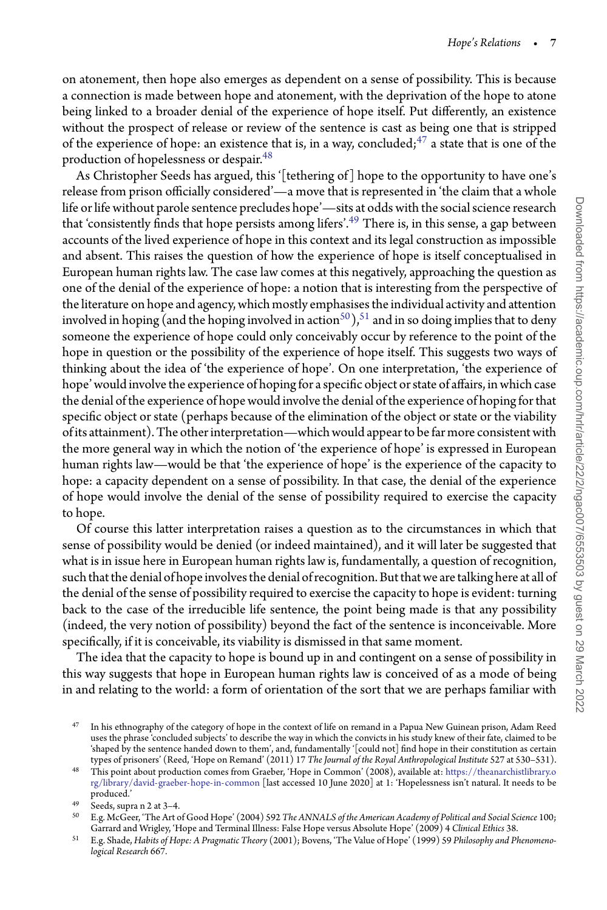on atonement, then hope also emerges as dependent on a sense of possibility. This is because a connection is made between hope and atonement, with the deprivation of the hope to atone being linked to a broader denial of the experience of hope itself. Put differently, an existence without the prospect of release or review of the sentence is cast as being one that is stripped of the experience of hope: an existence that is, in a way, concluded;[47] a state that is one of the production of hopelessness or despair.[48]

As Christopher Seeds has argued, this '[tethering of] hope to the opportunity to have one's release from prison officially considered'—a move that is represented in 'the claim that a whole life or life without parole sentence precludes hope'—sits at odds with the social science research that 'consistently finds that hope persists among lifers'.[49] There is, in this sense, a gap between accounts of the lived experience of hope in this context and its legal construction as impossible and absent. This raises the question of how the experience of hope is itself conceptualised in European human rights law. The case law comes at this negatively, approaching the question as one of the denial of the experience of hope: a notion that is interesting from the perspective of the literature on hope and agency, which mostly emphasises the individual activity and attention involved in hoping (and the hoping involved in action[50]),[51] and in so doing implies that to deny someone the experience of hope could only conceivably occur by reference to the point of the hope in question or the possibility of the experience of hope itself. This suggests two ways of thinking about the idea of 'the experience of hope'. On one interpretation, 'the experience of hope' would involve the experience of hoping for a specific object or state of affairs, in which case the denial of the experience of hope would involve the denial of the experience of hoping for that specific object or state (perhaps because of the elimination of the object or state or the viability of its attainment). The other interpretation—which would appear to be far more consistent with the more general way in which the notion of 'the experience of hope' is expressed in European human rights law—would be that 'the experience of hope' is the experience of the capacity to hope: a capacity dependent on a sense of possibility. In that case, the denial of the experience of hope would involve the denial of the sense of possibility required to exercise the capacity to hope.

Of course this latter interpretation raises a question as to the circumstances in which that sense of possibility would be denied (or indeed maintained), and it will later be suggested that what is in issue here in European human rights law is, fundamentally, a question of recognition, such that the denial of hope involves the denial of recognition. But that we are talking here at all of the denial of the sense of possibility required to exercise the capacity to hope is evident: turning back to the case of the irreducible life sentence, the point being made is that any possibility (indeed, the very notion of possibility) beyond the fact of the sentence is inconceivable. More specifically, if it is conceivable, its viability is dismissed in that same moment.

The idea that the capacity to hope is bound up in and contingent on a sense of possibility in this way suggests that hope in European human rights law is conceived of as a mode of being in and relating to the world: a form of orientation of the sort that we are perhaps familiar with

---

[47] In his ethnography of the category of hope in the context of life on remand in a Papua New Guinean prison, Adam Reed uses the phrase 'concluded subjects' to describe the way in which the convicts in his study knew of their fate, claimed to be 'shaped by the sentence handed down to them', and, fundamentally '[could not] find hope in their constitution as certain types of prisoners' (Reed, 'Hope on Remand' (2011) 17 *The Journal of the Royal Anthropological Institute* 527 at 530–531).

[48] This point about production comes from Graeber, 'Hope in Common' (2008), available at: https://theanarchistlibrary.org/library/david-graeber-hope-in-common [last accessed 10 June 2020] at 1: 'Hopelessness isn't natural. It needs to be produced.'

[49] Seeds, supra n 2 at 3–4.

[50] E.g. McGeer, 'The Art of Good Hope' (2004) 592 *The ANNALS of the American Academy of Political and Social Science* 100; Garrard and Wrigley, 'Hope and Terminal Illness: False Hope versus Absolute Hope' (2009) 4 *Clinical Ethics* 38.

[51] E.g. Shade, *Habits of Hope: A Pragmatic Theory* (2001); Bovens, 'The Value of Hope' (1999) 59 *Philosophy and Phenomenological Research* 667.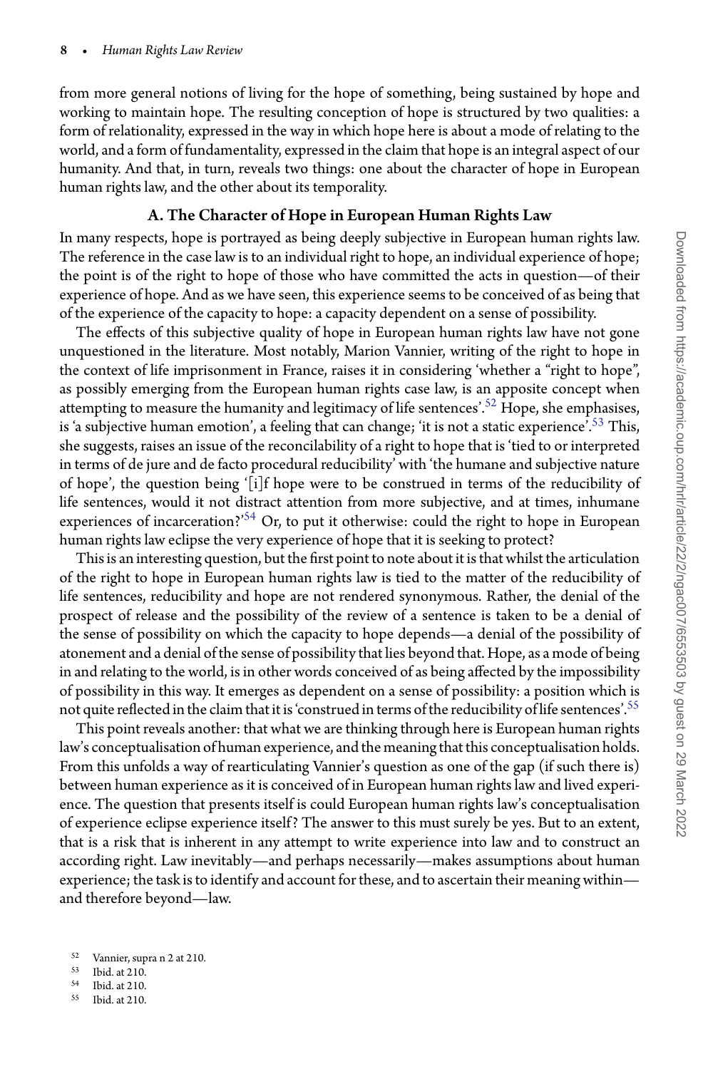from more general notions of living for the hope of something, being sustained by hope and working to maintain hope. The resulting conception of hope is structured by two qualities: a form of relationality, expressed in the way in which hope here is about a mode of relating to the world, and a form of fundamentality, expressed in the claim that hope is an integral aspect of our humanity. And that, in turn, reveals two things: one about the character of hope in European human rights law, and the other about its temporality.

### A. The Character of Hope in European Human Rights Law

In many respects, hope is portrayed as being deeply subjective in European human rights law. The reference in the case law is to an individual right to hope, an individual experience of hope; the point is of the right to hope of those who have committed the acts in question—of their experience of hope. And as we have seen, this experience seems to be conceived of as being that of the experience of the capacity to hope: a capacity dependent on a sense of possibility.

The effects of this subjective quality of hope in European human rights law have not gone unquestioned in the literature. Most notably, Marion Vannier, writing of the right to hope in the context of life imprisonment in France, raises it in considering 'whether a "right to hope", as possibly emerging from the European human rights case law, is an apposite concept when attempting to measure the humanity and legitimacy of life sentences'.[52] Hope, she emphasises, is 'a subjective human emotion', a feeling that can change; 'it is not a static experience'.[53] This, she suggests, raises an issue of the reconcilability of a right to hope that is 'tied to or interpreted in terms of de jure and de facto procedural reducibility' with 'the humane and subjective nature of hope', the question being '[i]f hope were to be construed in terms of the reducibility of life sentences, would it not distract attention from more subjective, and at times, inhumane experiences of incarceration?'[54] Or, to put it otherwise: could the right to hope in European human rights law eclipse the very experience of hope that it is seeking to protect?

This is an interesting question, but the first point to note about it is that whilst the articulation of the right to hope in European human rights law is tied to the matter of the reducibility of life sentences, reducibility and hope are not rendered synonymous. Rather, the denial of the prospect of release and the possibility of the review of a sentence is taken to be a denial of the sense of possibility on which the capacity to hope depends—a denial of the possibility of atonement and a denial of the sense of possibility that lies beyond that. Hope, as a mode of being in and relating to the world, is in other words conceived of as being affected by the impossibility of possibility in this way. It emerges as dependent on a sense of possibility: a position which is not quite reflected in the claim that it is 'construed in terms of the reducibility of life sentences'.[55]

This point reveals another: that what we are thinking through here is European human rights law's conceptualisation of human experience, and the meaning that this conceptualisation holds. From this unfolds a way of rearticulating Vannier's question as one of the gap (if such there is) between human experience as it is conceived of in European human rights law and lived experience. The question that presents itself is could European human rights law's conceptualisation of experience eclipse experience itself? The answer to this must surely be yes. But to an extent, that is a risk that is inherent in any attempt to write experience into law and to construct an according right. Law inevitably—and perhaps necessarily—makes assumptions about human experience; the task is to identify and account for these, and to ascertain their meaning within—and therefore beyond—law.

[52] Vannier, supra n 2 at 210.
[53] Ibid. at 210.
[54] Ibid. at 210.
[55] Ibid. at 210.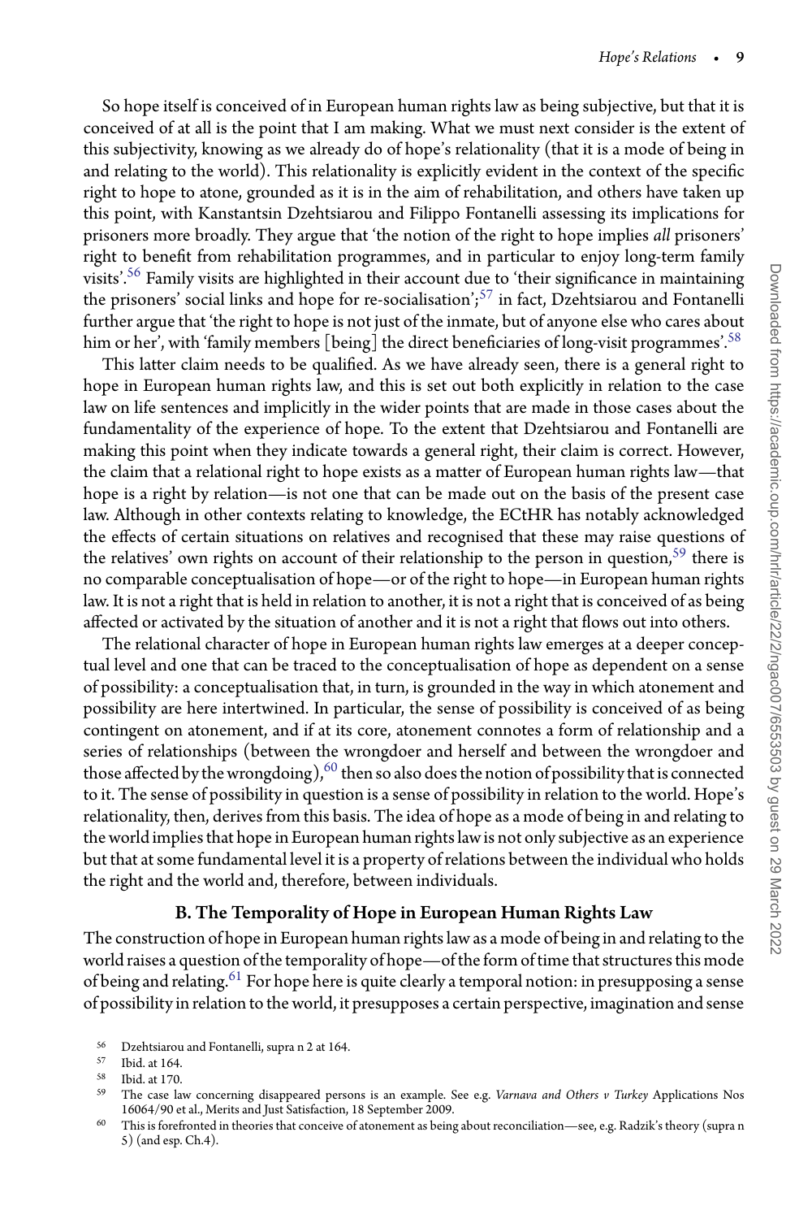So hope itself is conceived of in European human rights law as being subjective, but that it is conceived of at all is the point that I am making. What we must next consider is the extent of this subjectivity, knowing as we already do of hope's relationality (that it is a mode of being in and relating to the world). This relationality is explicitly evident in the context of the specific right to hope to atone, grounded as it is in the aim of rehabilitation, and others have taken up this point, with Kanstantsin Dzehtsiarou and Filippo Fontanelli assessing its implications for prisoners more broadly. They argue that 'the notion of the right to hope implies *all* prisoners' right to benefit from rehabilitation programmes, and in particular to enjoy long-term family visits'.[56] Family visits are highlighted in their account due to 'their significance in maintaining the prisoners' social links and hope for re-socialisation';[57] in fact, Dzehtsiarou and Fontanelli further argue that 'the right to hope is not just of the inmate, but of anyone else who cares about him or her', with 'family members [being] the direct beneficiaries of long-visit programmes'.[58]

This latter claim needs to be qualified. As we have already seen, there is a general right to hope in European human rights law, and this is set out both explicitly in relation to the case law on life sentences and implicitly in the wider points that are made in those cases about the fundamentality of the experience of hope. To the extent that Dzehtsiarou and Fontanelli are making this point when they indicate towards a general right, their claim is correct. However, the claim that a relational right to hope exists as a matter of European human rights law—that hope is a right by relation—is not one that can be made out on the basis of the present case law. Although in other contexts relating to knowledge, the ECtHR has notably acknowledged the effects of certain situations on relatives and recognised that these may raise questions of the relatives' own rights on account of their relationship to the person in question,[59] there is no comparable conceptualisation of hope—or of the right to hope—in European human rights law. It is not a right that is held in relation to another, it is not a right that is conceived of as being affected or activated by the situation of another and it is not a right that flows out into others.

The relational character of hope in European human rights law emerges at a deeper conceptual level and one that can be traced to the conceptualisation of hope as dependent on a sense of possibility: a conceptualisation that, in turn, is grounded in the way in which atonement and possibility are here intertwined. In particular, the sense of possibility is conceived of as being contingent on atonement, and if at its core, atonement connotes a form of relationship and a series of relationships (between the wrongdoer and herself and between the wrongdoer and those affected by the wrongdoing),[60] then so also does the notion of possibility that is connected to it. The sense of possibility in question is a sense of possibility in relation to the world. Hope's relationality, then, derives from this basis. The idea of hope as a mode of being in and relating to the world implies that hope in European human rights law is not only subjective as an experience but that at some fundamental level it is a property of relations between the individual who holds the right and the world and, therefore, between individuals.

### B. The Temporality of Hope in European Human Rights Law

The construction of hope in European human rights law as a mode of being in and relating to the world raises a question of the temporality of hope—of the form of time that structures this mode of being and relating.[61] For hope here is quite clearly a temporal notion: in presupposing a sense of possibility in relation to the world, it presupposes a certain perspective, imagination and sense

---

56 Dzehtsiarou and Fontanelli, supra n 2 at 164.

57 Ibid. at 164.

58 Ibid. at 170.

59 The case law concerning disappeared persons is an example. See e.g. *Varnava and Others v Turkey* Applications Nos 16064/90 et al., Merits and Just Satisfaction, 18 September 2009.

60 This is forefronted in theories that conceive of atonement as being about reconciliation—see, e.g. Radzik's theory (supra n 5) (and esp. Ch.4).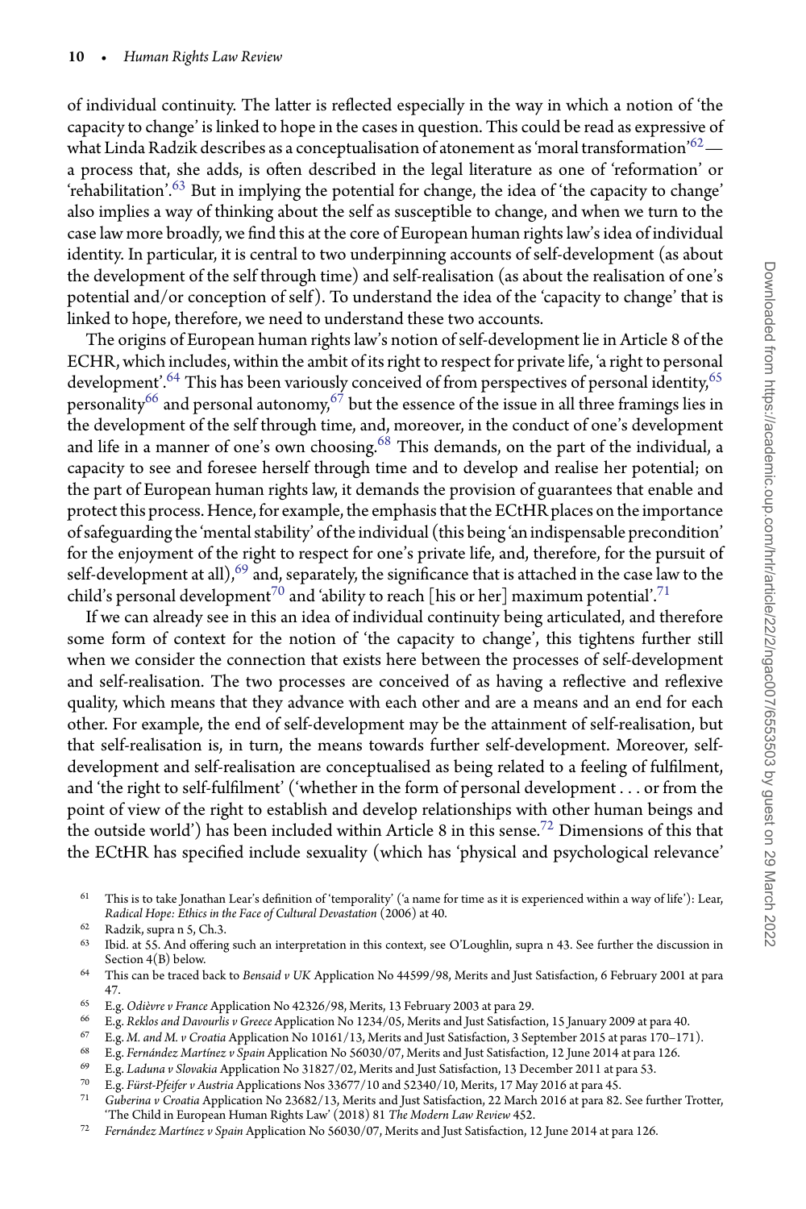of individual continuity. The latter is reflected especially in the way in which a notion of 'the capacity to change' is linked to hope in the cases in question. This could be read as expressive of what Linda Radzik describes as a conceptualisation of atonement as 'moral transformation'[62]—a process that, she adds, is often described in the legal literature as one of 'reformation' or 'rehabilitation'.[63] But in implying the potential for change, the idea of 'the capacity to change' also implies a way of thinking about the self as susceptible to change, and when we turn to the case law more broadly, we find this at the core of European human rights law's idea of individual identity. In particular, it is central to two underpinning accounts of self-development (as about the development of the self through time) and self-realisation (as about the realisation of one's potential and/or conception of self). To understand the idea of the 'capacity to change' that is linked to hope, therefore, we need to understand these two accounts.

The origins of European human rights law's notion of self-development lie in Article 8 of the ECHR, which includes, within the ambit of its right to respect for private life, 'a right to personal development'.[64] This has been variously conceived of from perspectives of personal identity,[65] personality[66] and personal autonomy,[67] but the essence of the issue in all three framings lies in the development of the self through time, and, moreover, in the conduct of one's development and life in a manner of one's own choosing.[68] This demands, on the part of the individual, a capacity to see and foresee herself through time and to develop and realise her potential; on the part of European human rights law, it demands the provision of guarantees that enable and protect this process. Hence, for example, the emphasis that the ECtHR places on the importance of safeguarding the 'mental stability' of the individual (this being 'an indispensable precondition' for the enjoyment of the right to respect for one's private life, and, therefore, for the pursuit of self-development at all),[69] and, separately, the significance that is attached in the case law to the child's personal development[70] and 'ability to reach [his or her] maximum potential'.[71]

If we can already see in this an idea of individual continuity being articulated, and therefore some form of context for the notion of 'the capacity to change', this tightens further still when we consider the connection that exists here between the processes of self-development and self-realisation. The two processes are conceived of as having a reflective and reflexive quality, which means that they advance with each other and are a means and an end for each other. For example, the end of self-development may be the attainment of self-realisation, but that self-realisation is, in turn, the means towards further self-development. Moreover, self-development and self-realisation are conceptualised as being related to a feeling of fulfilment, and 'the right to self-fulfilment' ('whether in the form of personal development . . . or from the point of view of the right to establish and develop relationships with other human beings and the outside world') has been included within Article 8 in this sense.[72] Dimensions of this that the ECtHR has specified include sexuality (which has 'physical and psychological relevance'

---

[61] This is to take Jonathan Lear's definition of 'temporality' ('a name for time as it is experienced within a way of life'): Lear, *Radical Hope: Ethics in the Face of Cultural Devastation* (2006) at 40.

[62] Radzik, supra n 5, Ch.3.

[63] Ibid. at 55. And offering such an interpretation in this context, see O'Loughlin, supra n 43. See further the discussion in Section 4(B) below.

[64] This can be traced back to *Bensaid v UK* Application No 44599/98, Merits and Just Satisfaction, 6 February 2001 at para 47.

[65] E.g. *Odièvre v France* Application No 42326/98, Merits, 13 February 2003 at para 29.

[66] E.g. *Reklos and Davourlis v Greece* Application No 1234/05, Merits and Just Satisfaction, 15 January 2009 at para 40.

[67] E.g. *M. and M. v Croatia* Application No 10161/13, Merits and Just Satisfaction, 3 September 2015 at paras 170–171).

[68] E.g. *Fernández Martínez v Spain* Application No 56030/07, Merits and Just Satisfaction, 12 June 2014 at para 126.

[69] E.g. *Laduna v Slovakia* Application No 31827/02, Merits and Just Satisfaction, 13 December 2011 at para 53.

[70] E.g. *Fürst-Pfeifer v Austria* Applications Nos 33677/10 and 52340/10, Merits, 17 May 2016 at para 45.

[71] *Guberina v Croatia* Application No 23682/13, Merits and Just Satisfaction, 22 March 2016 at para 82. See further Trotter, 'The Child in European Human Rights Law' (2018) 81 *The Modern Law Review* 452.

[72] *Fernández Martínez v Spain* Application No 56030/07, Merits and Just Satisfaction, 12 June 2014 at para 126.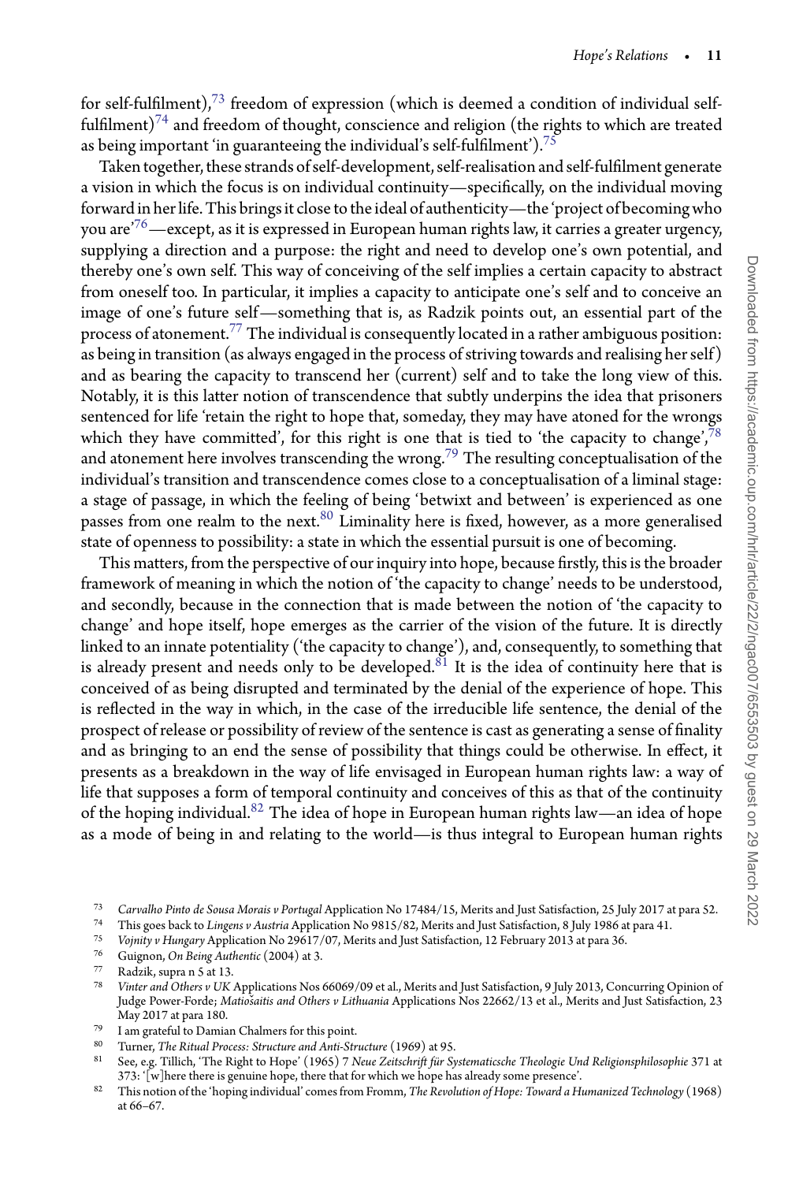for self-fulfilment),[73] freedom of expression (which is deemed a condition of individual self-fulfilment)[74] and freedom of thought, conscience and religion (the rights to which are treated as being important 'in guaranteeing the individual's self-fulfilment').[75]

Taken together, these strands of self-development, self-realisation and self-fulfilment generate a vision in which the focus is on individual continuity—specifically, on the individual moving forward in her life. This brings it close to the ideal of authenticity—the 'project of becoming who you are'[76]—except, as it is expressed in European human rights law, it carries a greater urgency, supplying a direction and a purpose: the right and need to develop one's own potential, and thereby one's own self. This way of conceiving of the self implies a certain capacity to abstract from oneself too. In particular, it implies a capacity to anticipate one's self and to conceive an image of one's future self—something that is, as Radzik points out, an essential part of the process of atonement.[77] The individual is consequently located in a rather ambiguous position: as being in transition (as always engaged in the process of striving towards and realising her self) and as bearing the capacity to transcend her (current) self and to take the long view of this. Notably, it is this latter notion of transcendence that subtly underpins the idea that prisoners sentenced for life 'retain the right to hope that, someday, they may have atoned for the wrongs which they have committed', for this right is one that is tied to 'the capacity to change',[78] and atonement here involves transcending the wrong.[79] The resulting conceptualisation of the individual's transition and transcendence comes close to a conceptualisation of a liminal stage: a stage of passage, in which the feeling of being 'betwixt and between' is experienced as one passes from one realm to the next.[80] Liminality here is fixed, however, as a more generalised state of openness to possibility: a state in which the essential pursuit is one of becoming.

This matters, from the perspective of our inquiry into hope, because firstly, this is the broader framework of meaning in which the notion of 'the capacity to change' needs to be understood, and secondly, because in the connection that is made between the notion of 'the capacity to change' and hope itself, hope emerges as the carrier of the vision of the future. It is directly linked to an innate potentiality ('the capacity to change'), and, consequently, to something that is already present and needs only to be developed.[81] It is the idea of continuity here that is conceived of as being disrupted and terminated by the denial of the experience of hope. This is reflected in the way in which, in the case of the irreducible life sentence, the denial of the prospect of release or possibility of review of the sentence is cast as generating a sense of finality and as bringing to an end the sense of possibility that things could be otherwise. In effect, it presents as a breakdown in the way of life envisaged in European human rights law: a way of life that supposes a form of temporal continuity and conceives of this as that of the continuity of the hoping individual.[82] The idea of hope in European human rights law—an idea of hope as a mode of being in and relating to the world—is thus integral to European human rights

---

[73] *Carvalho Pinto de Sousa Morais v Portugal* Application No 17484/15, Merits and Just Satisfaction, 25 July 2017 at para 52.

[74] This goes back to *Lingens v Austria* Application No 9815/82, Merits and Just Satisfaction, 8 July 1986 at para 41.

[75] *Vojnity v Hungary* Application No 29617/07, Merits and Just Satisfaction, 12 February 2013 at para 36.

[76] Guignon, *On Being Authentic* (2004) at 3.

[77] Radzik, supra n 5 at 13.

[78] *Vinter and Others v UK* Applications Nos 66069/09 et al., Merits and Just Satisfaction, 9 July 2013, Concurring Opinion of Judge Power-Forde; *Matiošaitis and Others v Lithuania* Applications Nos 22662/13 et al., Merits and Just Satisfaction, 23 May 2017 at para 180.

[79] I am grateful to Damian Chalmers for this point.

[80] Turner, *The Ritual Process: Structure and Anti-Structure* (1969) at 95.

[81] See, e.g. Tillich, 'The Right to Hope' (1965) 7 *Neue Zeitschrift für Systematicsche Theologie Und Religionsphilosophie* 371 at 373: '[w]here there is genuine hope, there that for which we hope has already some presence'.

[82] This notion of the 'hoping individual' comes from Fromm, *The Revolution of Hope: Toward a Humanized Technology* (1968) at 66–67.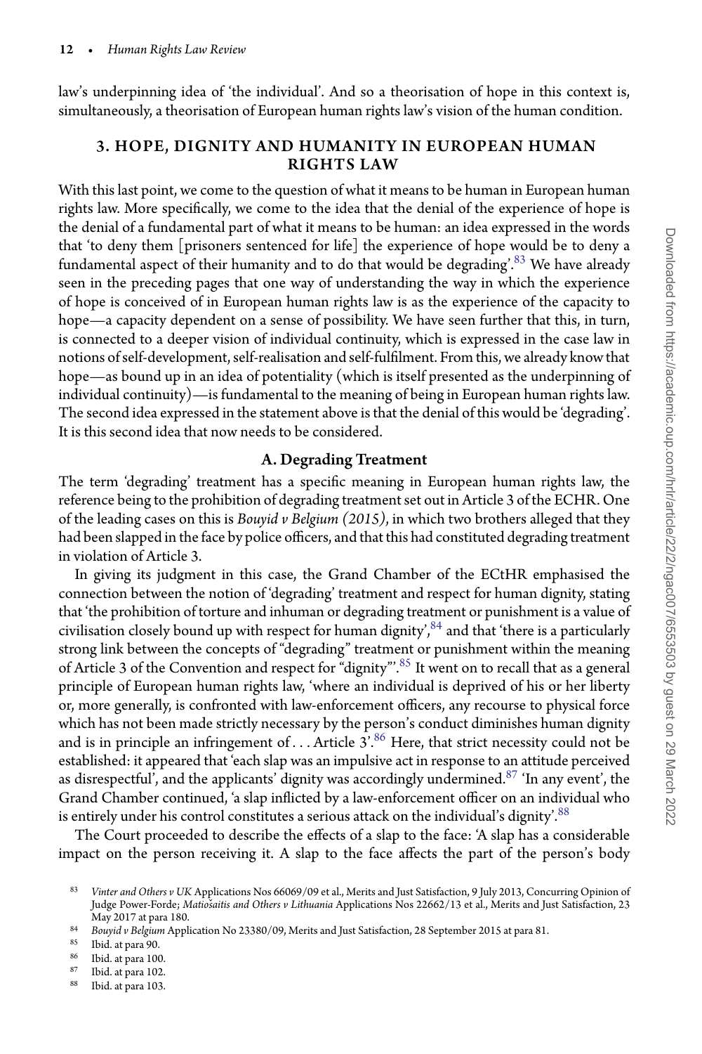law's underpinning idea of 'the individual'. And so a theorisation of hope in this context is, simultaneously, a theorisation of European human rights law's vision of the human condition.

## 3. HOPE, DIGNITY AND HUMANITY IN EUROPEAN HUMAN RIGHTS LAW

With this last point, we come to the question of what it means to be human in European human rights law. More specifically, we come to the idea that the denial of the experience of hope is the denial of a fundamental part of what it means to be human: an idea expressed in the words that 'to deny them [prisoners sentenced for life] the experience of hope would be to deny a fundamental aspect of their humanity and to do that would be degrading'.[83] We have already seen in the preceding pages that one way of understanding the way in which the experience of hope is conceived of in European human rights law is as the experience of the capacity to hope—a capacity dependent on a sense of possibility. We have seen further that this, in turn, is connected to a deeper vision of individual continuity, which is expressed in the case law in notions of self-development, self-realisation and self-fulfilment. From this, we already know that hope—as bound up in an idea of potentiality (which is itself presented as the underpinning of individual continuity)—is fundamental to the meaning of being in European human rights law. The second idea expressed in the statement above is that the denial of this would be 'degrading'. It is this second idea that now needs to be considered.

### A. Degrading Treatment

The term 'degrading' treatment has a specific meaning in European human rights law, the reference being to the prohibition of degrading treatment set out in Article 3 of the ECHR. One of the leading cases on this is *Bouyid v Belgium (2015)*, in which two brothers alleged that they had been slapped in the face by police officers, and that this had constituted degrading treatment in violation of Article 3.

In giving its judgment in this case, the Grand Chamber of the ECtHR emphasised the connection between the notion of 'degrading' treatment and respect for human dignity, stating that 'the prohibition of torture and inhuman or degrading treatment or punishment is a value of civilisation closely bound up with respect for human dignity',[84] and that 'there is a particularly strong link between the concepts of "degrading" treatment or punishment within the meaning of Article 3 of the Convention and respect for "dignity"'.[85] It went on to recall that as a general principle of European human rights law, 'where an individual is deprived of his or her liberty or, more generally, is confronted with law-enforcement officers, any recourse to physical force which has not been made strictly necessary by the person's conduct diminishes human dignity and is in principle an infringement of . . . Article 3'.[86] Here, that strict necessity could not be established: it appeared that 'each slap was an impulsive act in response to an attitude perceived as disrespectful', and the applicants' dignity was accordingly undermined.[87] 'In any event', the Grand Chamber continued, 'a slap inflicted by a law-enforcement officer on an individual who is entirely under his control constitutes a serious attack on the individual's dignity'.[88]

The Court proceeded to describe the effects of a slap to the face: 'A slap has a considerable impact on the person receiving it. A slap to the face affects the part of the person's body

---

[83] *Vinter and Others v UK* Applications Nos 66069/09 et al., Merits and Just Satisfaction, 9 July 2013, Concurring Opinion of Judge Power-Forde; *Matiošaitis and Others v Lithuania* Applications Nos 22662/13 et al., Merits and Just Satisfaction, 23 May 2017 at para 180.

[84] *Bouyid v Belgium* Application No 23380/09, Merits and Just Satisfaction, 28 September 2015 at para 81.

[85] Ibid. at para 90.

[86] Ibid. at para 100.

[87] Ibid. at para 102.

[88] Ibid. at para 103.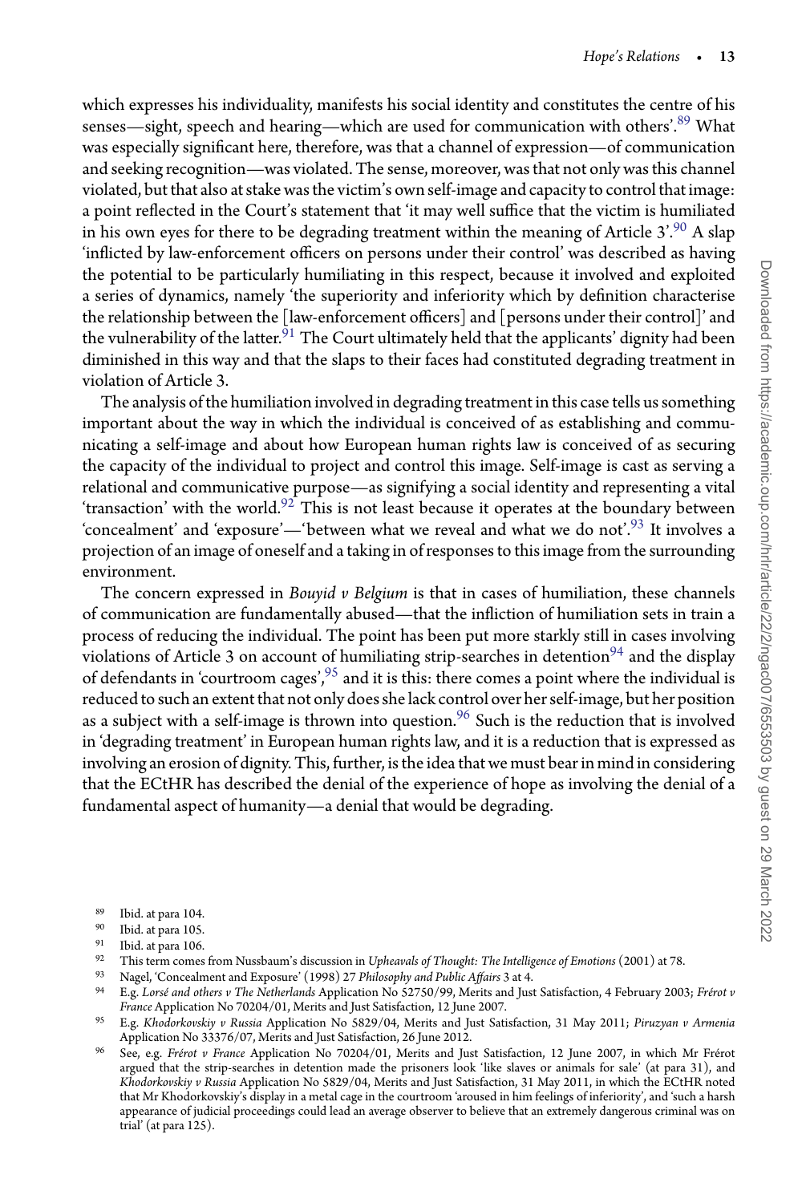which expresses his individuality, manifests his social identity and constitutes the centre of his senses—sight, speech and hearing—which are used for communication with others'.[89] What was especially significant here, therefore, was that a channel of expression—of communication and seeking recognition—was violated. The sense, moreover, was that not only was this channel violated, but that also at stake was the victim's own self-image and capacity to control that image: a point reflected in the Court's statement that 'it may well suffice that the victim is humiliated in his own eyes for there to be degrading treatment within the meaning of Article 3'.[90] A slap 'inflicted by law-enforcement officers on persons under their control' was described as having the potential to be particularly humiliating in this respect, because it involved and exploited a series of dynamics, namely 'the superiority and inferiority which by definition characterise the relationship between the [law-enforcement officers] and [persons under their control]' and the vulnerability of the latter.[91] The Court ultimately held that the applicants' dignity had been diminished in this way and that the slaps to their faces had constituted degrading treatment in violation of Article 3.

The analysis of the humiliation involved in degrading treatment in this case tells us something important about the way in which the individual is conceived of as establishing and communicating a self-image and about how European human rights law is conceived of as securing the capacity of the individual to project and control this image. Self-image is cast as serving a relational and communicative purpose—as signifying a social identity and representing a vital 'transaction' with the world.[92] This is not least because it operates at the boundary between 'concealment' and 'exposure'—'between what we reveal and what we do not'.[93] It involves a projection of an image of oneself and a taking in of responses to this image from the surrounding environment.

The concern expressed in *Bouyid v Belgium* is that in cases of humiliation, these channels of communication are fundamentally abused—that the infliction of humiliation sets in train a process of reducing the individual. The point has been put more starkly still in cases involving violations of Article 3 on account of humiliating strip-searches in detention[94] and the display of defendants in 'courtroom cages',[95] and it is this: there comes a point where the individual is reduced to such an extent that not only does she lack control over her self-image, but her position as a subject with a self-image is thrown into question.[96] Such is the reduction that is involved in 'degrading treatment' in European human rights law, and it is a reduction that is expressed as involving an erosion of dignity. This, further, is the idea that we must bear in mind in considering that the ECtHR has described the denial of the experience of hope as involving the denial of a fundamental aspect of humanity—a denial that would be degrading.

---

[89] Ibid. at para 104.

[90] Ibid. at para 105.

[91] Ibid. at para 106.

[92] This term comes from Nussbaum's discussion in *Upheavals of Thought: The Intelligence of Emotions* (2001) at 78.

[93] Nagel, 'Concealment and Exposure' (1998) 27 *Philosophy and Public Affairs* 3 at 4.

[94] E.g. *Lorsé and others v The Netherlands* Application No 52750/99, Merits and Just Satisfaction, 4 February 2003; *Frérot v France* Application No 70204/01, Merits and Just Satisfaction, 12 June 2007.

[95] E.g. *Khodorkovskiy v Russia* Application No 5829/04, Merits and Just Satisfaction, 31 May 2011; *Piruzyan v Armenia* Application No 33376/07, Merits and Just Satisfaction, 26 June 2012.

[96] See, e.g. *Frérot v France* Application No 70204/01, Merits and Just Satisfaction, 12 June 2007, in which Mr Frérot argued that the strip-searches in detention made the prisoners look 'like slaves or animals for sale' (at para 31), and *Khodorkovskiy v Russia* Application No 5829/04, Merits and Just Satisfaction, 31 May 2011, in which the ECtHR noted that Mr Khodorkovskiy's display in a metal cage in the courtroom 'aroused in him feelings of inferiority', and 'such a harsh appearance of judicial proceedings could lead an average observer to believe that an extremely dangerous criminal was on trial' (at para 125).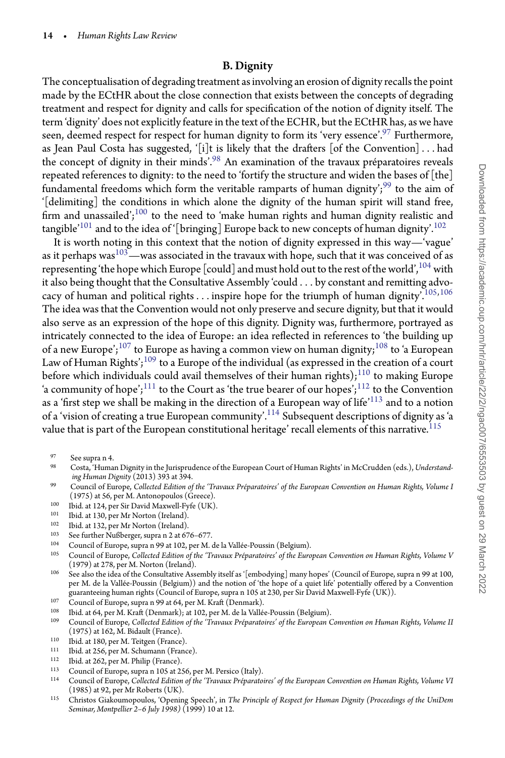## B. Dignity

The conceptualisation of degrading treatment as involving an erosion of dignity recalls the point made by the ECtHR about the close connection that exists between the concepts of degrading treatment and respect for dignity and calls for specification of the notion of dignity itself. The term 'dignity' does not explicitly feature in the text of the ECHR, but the ECtHR has, as we have seen, deemed respect for respect for human dignity to form its 'very essence'.[97] Furthermore, as Jean Paul Costa has suggested, '[i]t is likely that the drafters [of the Convention] . . . had the concept of dignity in their minds'.[98] An examination of the travaux préparatoires reveals repeated references to dignity: to the need to 'fortify the structure and widen the bases of [the] fundamental freedoms which form the veritable ramparts of human dignity';[99] to the aim of '[delimiting] the conditions in which alone the dignity of the human spirit will stand free, firm and unassailed';[100] to the need to 'make human rights and human dignity realistic and tangible'[101] and to the idea of '[bringing] Europe back to new concepts of human dignity'.[102]

It is worth noting in this context that the notion of dignity expressed in this way—'vague' as it perhaps was[103]—was associated in the travaux with hope, such that it was conceived of as representing 'the hope which Europe [could] and must hold out to the rest of the world',[104] with it also being thought that the Consultative Assembly 'could . . . by constant and remitting advocacy of human and political rights . . . inspire hope for the triumph of human dignity'.[105,106] The idea was that the Convention would not only preserve and secure dignity, but that it would also serve as an expression of the hope of this dignity. Dignity was, furthermore, portrayed as intricately connected to the idea of Europe: an idea reflected in references to 'the building up of a new Europe';[107] to Europe as having a common view on human dignity;[108] to 'a European Law of Human Rights';[109] to a Europe of the individual (as expressed in the creation of a court before which individuals could avail themselves of their human rights);[110] to making Europe 'a community of hope';[111] to the Court as 'the true bearer of our hopes';[112] to the Convention as a 'first step we shall be making in the direction of a European way of life'[113] and to a notion of a 'vision of creating a true European community'.[114] Subsequent descriptions of dignity as 'a value that is part of the European constitutional heritage' recall elements of this narrative.[115]

[97] See supra n 4.

[98] Costa, 'Human Dignity in the Jurisprudence of the European Court of Human Rights' in McCrudden (eds.), *Understanding Human Dignity* (2013) 393 at 394.

[99] Council of Europe, *Collected Edition of the 'Travaux Préparatoires' of the European Convention on Human Rights, Volume I* (1975) at 56, per M. Antonopoulos (Greece).

[100] Ibid. at 124, per Sir David Maxwell-Fyfe (UK).

[101] Ibid. at 130, per Mr Norton (Ireland).

[102] Ibid. at 132, per Mr Norton (Ireland).

[103] See further Nußberger, supra n 2 at 676–677.

[104] Council of Europe, supra n 99 at 102, per M. de la Vallée-Poussin (Belgium).

[105] Council of Europe, *Collected Edition of the 'Travaux Préparatoires' of the European Convention on Human Rights, Volume V* (1979) at 278, per M. Norton (Ireland).

[106] See also the idea of the Consultative Assembly itself as '[embodying] many hopes' (Council of Europe, supra n 99 at 100, per M. de la Vallée-Poussin (Belgium)) and the notion of 'the hope of a quiet life' potentially offered by a Convention guaranteeing human rights (Council of Europe, supra n 105 at 230, per Sir David Maxwell-Fyfe (UK)).

[107] Council of Europe, supra n 99 at 64, per M. Kraft (Denmark).

[108] Ibid. at 64, per M. Kraft (Denmark); at 102, per M. de la Vallée-Poussin (Belgium).

[109] Council of Europe, *Collected Edition of the 'Travaux Préparatoires' of the European Convention on Human Rights, Volume II* (1975) at 162, M. Bidault (France).

[110] Ibid. at 180, per M. Teitgen (France).

[111] Ibid. at 256, per M. Schumann (France).

[112] Ibid. at 262, per M. Philip (France).

[113] Council of Europe, supra n 105 at 256, per M. Persico (Italy).

[114] Council of Europe, *Collected Edition of the 'Travaux Préparatoires' of the European Convention on Human Rights, Volume VI* (1985) at 92, per Mr Roberts (UK).

[115] Christos Giakoumopoulos, 'Opening Speech', in *The Principle of Respect for Human Dignity (Proceedings of the UniDem Seminar, Montpellier 2–6 July 1998)* (1999) 10 at 12.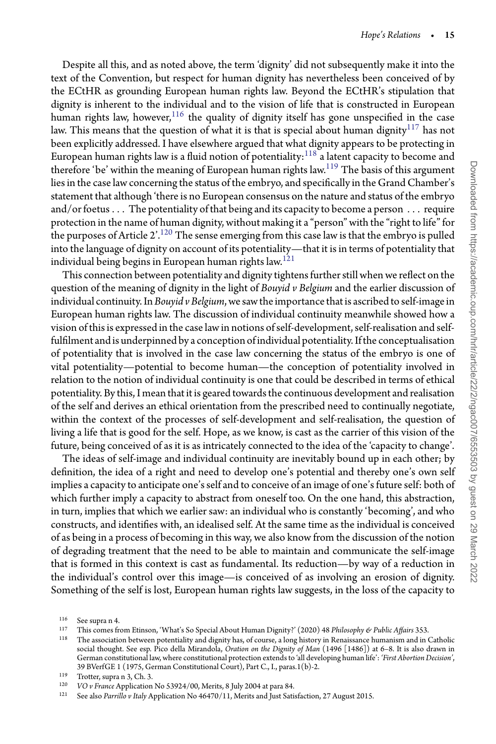Despite all this, and as noted above, the term 'dignity' did not subsequently make it into the text of the Convention, but respect for human dignity has nevertheless been conceived of by the ECtHR as grounding European human rights law. Beyond the ECtHR's stipulation that dignity is inherent to the individual and to the vision of life that is constructed in European human rights law, however,[116] the quality of dignity itself has gone unspecified in the case law. This means that the question of what it is that is special about human dignity[117] has not been explicitly addressed. I have elsewhere argued that what dignity appears to be protecting in European human rights law is a fluid notion of potentiality:[118] a latent capacity to become and therefore 'be' within the meaning of European human rights law.[119] The basis of this argument lies in the case law concerning the status of the embryo, and specifically in the Grand Chamber's statement that although 'there is no European consensus on the nature and status of the embryo and/or foetus . . . The potentiality of that being and its capacity to become a person . . . require protection in the name of human dignity, without making it a "person" with the "right to life" for the purposes of Article 2'.[120] The sense emerging from this case law is that the embryo is pulled into the language of dignity on account of its potentiality—that it is in terms of potentiality that individual being begins in European human rights law.[121]

This connection between potentiality and dignity tightens further still when we reflect on the question of the meaning of dignity in the light of *Bouyid v Belgium* and the earlier discussion of individual continuity. In *Bouyid v Belgium*, we saw the importance that is ascribed to self-image in European human rights law. The discussion of individual continuity meanwhile showed how a vision of this is expressed in the case law in notions of self-development, self-realisation and self-fulfilment and is underpinned by a conception of individual potentiality. If the conceptualisation of potentiality that is involved in the case law concerning the status of the embryo is one of vital potentiality—potential to become human—the conception of potentiality involved in relation to the notion of individual continuity is one that could be described in terms of ethical potentiality. By this, I mean that it is geared towards the continuous development and realisation of the self and derives an ethical orientation from the prescribed need to continually negotiate, within the context of the processes of self-development and self-realisation, the question of living a life that is good for the self. Hope, as we know, is cast as the carrier of this vision of the future, being conceived of as it is as intricately connected to the idea of the 'capacity to change'.

The ideas of self-image and individual continuity are inevitably bound up in each other; by definition, the idea of a right and need to develop one's potential and thereby one's own self implies a capacity to anticipate one's self and to conceive of an image of one's future self: both of which further imply a capacity to abstract from oneself too. On the one hand, this abstraction, in turn, implies that which we earlier saw: an individual who is constantly 'becoming', and who constructs, and identifies with, an idealised self. At the same time as the individual is conceived of as being in a process of becoming in this way, we also know from the discussion of the notion of degrading treatment that the need to be able to maintain and communicate the self-image that is formed in this context is cast as fundamental. Its reduction—by way of a reduction in the individual's control over this image—is conceived of as involving an erosion of dignity. Something of the self is lost, European human rights law suggests, in the loss of the capacity to

---

[116] See supra n 4.

[117] This comes from Etinson, 'What's So Special About Human Dignity?' (2020) 48 *Philosophy & Public Affairs* 353.

[118] The association between potentiality and dignity has, of course, a long history in Renaissance humanism and in Catholic social thought. See esp. Pico della Mirandola, *Oration on the Dignity of Man* (1496 [1486]) at 6–8. It is also drawn in German constitutional law, where constitutional protection extends to 'all developing human life': '*First Abortion Decision*', 39 BVerfGE 1 (1975, German Constitutional Court), Part C., I., paras.1(b)-2.

[119] Trotter, supra n 3, Ch. 3.

[120] *VO v France* Application No 53924/00, Merits, 8 July 2004 at para 84.

[121] See also *Parrillo v Italy* Application No 46470/11, Merits and Just Satisfaction, 27 August 2015.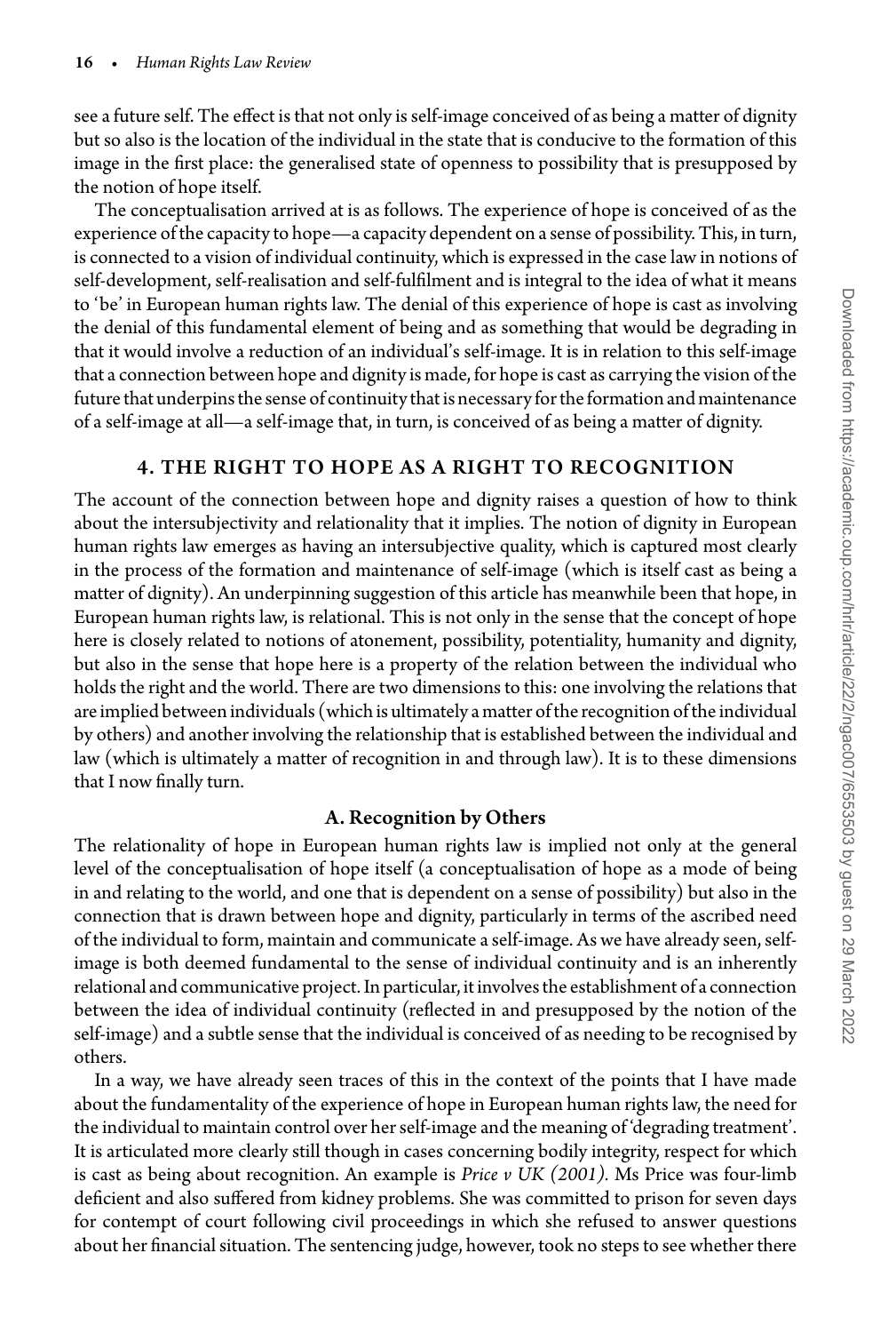see a future self. The effect is that not only is self-image conceived of as being a matter of dignity but so also is the location of the individual in the state that is conducive to the formation of this image in the first place: the generalised state of openness to possibility that is presupposed by the notion of hope itself.

The conceptualisation arrived at is as follows. The experience of hope is conceived of as the experience of the capacity to hope—a capacity dependent on a sense of possibility. This, in turn, is connected to a vision of individual continuity, which is expressed in the case law in notions of self-development, self-realisation and self-fulfilment and is integral to the idea of what it means to 'be' in European human rights law. The denial of this experience of hope is cast as involving the denial of this fundamental element of being and as something that would be degrading in that it would involve a reduction of an individual's self-image. It is in relation to this self-image that a connection between hope and dignity is made, for hope is cast as carrying the vision of the future that underpins the sense of continuity that is necessary for the formation and maintenance of a self-image at all—a self-image that, in turn, is conceived of as being a matter of dignity.

## 4. THE RIGHT TO HOPE AS A RIGHT TO RECOGNITION

The account of the connection between hope and dignity raises a question of how to think about the intersubjectivity and relationality that it implies. The notion of dignity in European human rights law emerges as having an intersubjective quality, which is captured most clearly in the process of the formation and maintenance of self-image (which is itself cast as being a matter of dignity). An underpinning suggestion of this article has meanwhile been that hope, in European human rights law, is relational. This is not only in the sense that the concept of hope here is closely related to notions of atonement, possibility, potentiality, humanity and dignity, but also in the sense that hope here is a property of the relation between the individual who holds the right and the world. There are two dimensions to this: one involving the relations that are implied between individuals (which is ultimately a matter of the recognition of the individual by others) and another involving the relationship that is established between the individual and law (which is ultimately a matter of recognition in and through law). It is to these dimensions that I now finally turn.

### A. Recognition by Others

The relationality of hope in European human rights law is implied not only at the general level of the conceptualisation of hope itself (a conceptualisation of hope as a mode of being in and relating to the world, and one that is dependent on a sense of possibility) but also in the connection that is drawn between hope and dignity, particularly in terms of the ascribed need of the individual to form, maintain and communicate a self-image. As we have already seen, self-image is both deemed fundamental to the sense of individual continuity and is an inherently relational and communicative project. In particular, it involves the establishment of a connection between the idea of individual continuity (reflected in and presupposed by the notion of the self-image) and a subtle sense that the individual is conceived of as needing to be recognised by others.

In a way, we have already seen traces of this in the context of the points that I have made about the fundamentality of the experience of hope in European human rights law, the need for the individual to maintain control over her self-image and the meaning of 'degrading treatment'. It is articulated more clearly still though in cases concerning bodily integrity, respect for which is cast as being about recognition. An example is *Price v UK (2001)*. Ms Price was four-limb deficient and also suffered from kidney problems. She was committed to prison for seven days for contempt of court following civil proceedings in which she refused to answer questions about her financial situation. The sentencing judge, however, took no steps to see whether there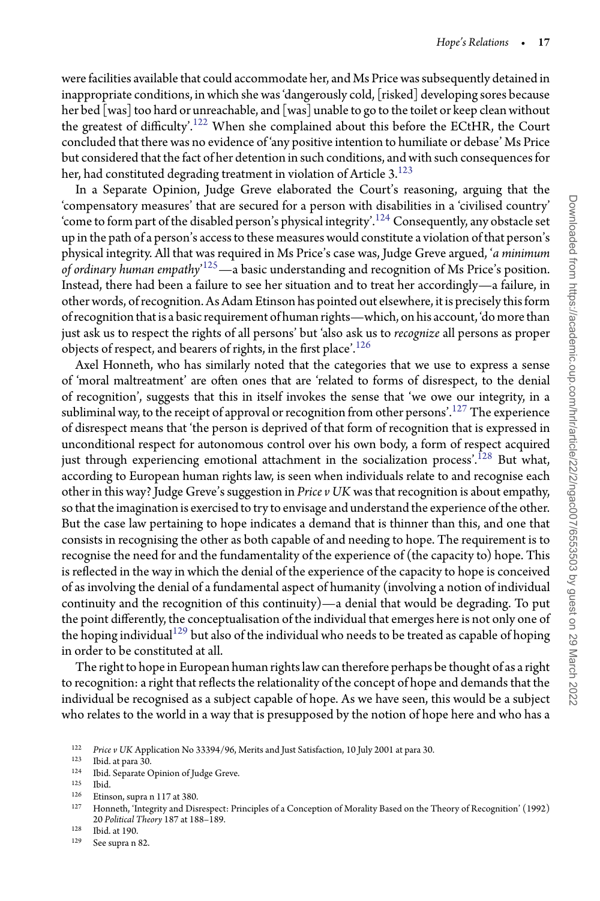were facilities available that could accommodate her, and Ms Price was subsequently detained in inappropriate conditions, in which she was 'dangerously cold, [risked] developing sores because her bed [was] too hard or unreachable, and [was] unable to go to the toilet or keep clean without the greatest of difficulty'.[122] When she complained about this before the ECtHR, the Court concluded that there was no evidence of 'any positive intention to humiliate or debase' Ms Price but considered that the fact of her detention in such conditions, and with such consequences for her, had constituted degrading treatment in violation of Article 3.[123]

In a Separate Opinion, Judge Greve elaborated the Court's reasoning, arguing that the 'compensatory measures' that are secured for a person with disabilities in a 'civilised country' 'come to form part of the disabled person's physical integrity'.[124] Consequently, any obstacle set up in the path of a person's access to these measures would constitute a violation of that person's physical integrity. All that was required in Ms Price's case was, Judge Greve argued, '*a minimum of ordinary human empathy*'[125]—a basic understanding and recognition of Ms Price's position. Instead, there had been a failure to see her situation and to treat her accordingly—a failure, in other words, of recognition. As Adam Etinson has pointed out elsewhere, it is precisely this form of recognition that is a basic requirement of human rights—which, on his account, 'do more than just ask us to respect the rights of all persons' but 'also ask us to *recognize* all persons as proper objects of respect, and bearers of rights, in the first place'.[126]

Axel Honneth, who has similarly noted that the categories that we use to express a sense of 'moral maltreatment' are often ones that are 'related to forms of disrespect, to the denial of recognition', suggests that this in itself invokes the sense that 'we owe our integrity, in a subliminal way, to the receipt of approval or recognition from other persons'.[127] The experience of disrespect means that 'the person is deprived of that form of recognition that is expressed in unconditional respect for autonomous control over his own body, a form of respect acquired just through experiencing emotional attachment in the socialization process'.[128] But what, according to European human rights law, is seen when individuals relate to and recognise each other in this way? Judge Greve's suggestion in *Price v UK* was that recognition is about empathy, so that the imagination is exercised to try to envisage and understand the experience of the other. But the case law pertaining to hope indicates a demand that is thinner than this, and one that consists in recognising the other as both capable of and needing to hope. The requirement is to recognise the need for and the fundamentality of the experience of (the capacity to) hope. This is reflected in the way in which the denial of the experience of the capacity to hope is conceived of as involving the denial of a fundamental aspect of humanity (involving a notion of individual continuity and the recognition of this continuity)—a denial that would be degrading. To put the point differently, the conceptualisation of the individual that emerges here is not only one of the hoping individual[129] but also of the individual who needs to be treated as capable of hoping in order to be constituted at all.

The right to hope in European human rights law can therefore perhaps be thought of as a right to recognition: a right that reflects the relationality of the concept of hope and demands that the individual be recognised as a subject capable of hope. As we have seen, this would be a subject who relates to the world in a way that is presupposed by the notion of hope here and who has a

[122] *Price v UK* Application No 33394/96, Merits and Just Satisfaction, 10 July 2001 at para 30.

[123] Ibid. at para 30.

[124] Ibid. Separate Opinion of Judge Greve.

[125] Ibid.

[126] Etinson, supra n 117 at 380.

[127] Honneth, 'Integrity and Disrespect: Principles of a Conception of Morality Based on the Theory of Recognition' (1992) 20 *Political Theory* 187 at 188–189.

[128] Ibid. at 190.

[129] See supra n 82.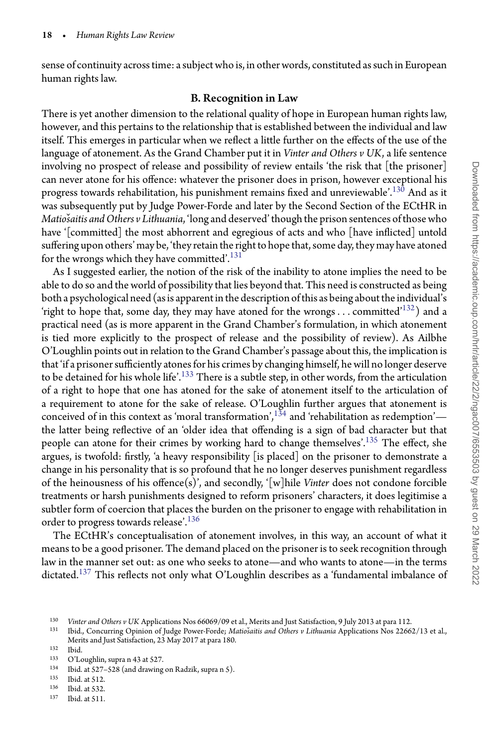sense of continuity across time: a subject who is, in other words, constituted as such in European human rights law.

### B. Recognition in Law

There is yet another dimension to the relational quality of hope in European human rights law, however, and this pertains to the relationship that is established between the individual and law itself. This emerges in particular when we reflect a little further on the effects of the use of the language of atonement. As the Grand Chamber put it in *Vinter and Others v UK*, a life sentence involving no prospect of release and possibility of review entails 'the risk that [the prisoner] can never atone for his offence: whatever the prisoner does in prison, however exceptional his progress towards rehabilitation, his punishment remains fixed and unreviewable'.[130] And as it was subsequently put by Judge Power-Forde and later by the Second Section of the ECtHR in *Matiošaitis and Others v Lithuania*, 'long and deserved' though the prison sentences of those who have '[committed] the most abhorrent and egregious of acts and who [have inflicted] untold suffering upon others' may be, 'they retain the right to hope that, some day, they may have atoned for the wrongs which they have committed'.[131]

As I suggested earlier, the notion of the risk of the inability to atone implies the need to be able to do so and the world of possibility that lies beyond that. This need is constructed as being both a psychological need (as is apparent in the description of this as being about the individual's 'right to hope that, some day, they may have atoned for the wrongs . . . committed'[132]) and a practical need (as is more apparent in the Grand Chamber's formulation, in which atonement is tied more explicitly to the prospect of release and the possibility of review). As Ailbhe O'Loughlin points out in relation to the Grand Chamber's passage about this, the implication is that 'if a prisoner sufficiently atones for his crimes by changing himself, he will no longer deserve to be detained for his whole life'.[133] There is a subtle step, in other words, from the articulation of a right to hope that one has atoned for the sake of atonement itself to the articulation of a requirement to atone for the sake of release. O'Loughlin further argues that atonement is conceived of in this context as 'moral transformation',[134] and 'rehabilitation as redemption'—the latter being reflective of an 'older idea that offending is a sign of bad character but that people can atone for their crimes by working hard to change themselves'.[135] The effect, she argues, is twofold: firstly, 'a heavy responsibility [is placed] on the prisoner to demonstrate a change in his personality that is so profound that he no longer deserves punishment regardless of the heinousness of his offence(s)', and secondly, '[w]hile *Vinter* does not condone forcible treatments or harsh punishments designed to reform prisoners' characters, it does legitimise a subtler form of coercion that places the burden on the prisoner to engage with rehabilitation in order to progress towards release'.[136]

The ECtHR's conceptualisation of atonement involves, in this way, an account of what it means to be a good prisoner. The demand placed on the prisoner is to seek recognition through law in the manner set out: as one who seeks to atone—and who wants to atone—in the terms dictated.[137] This reflects not only what O'Loughlin describes as a 'fundamental imbalance of

---

[130] *Vinter and Others v UK* Applications Nos 66069/09 et al., Merits and Just Satisfaction, 9 July 2013 at para 112.

[131] Ibid., Concurring Opinion of Judge Power-Forde; *Matiošaitis and Others v Lithuania* Applications Nos 22662/13 et al., Merits and Just Satisfaction, 23 May 2017 at para 180.

[132] Ibid.

[133] O'Loughlin, supra n 43 at 527.

[134] Ibid. at 527–528 (and drawing on Radzik, supra n 5).

[135] Ibid. at 512.

[136] Ibid. at 532.

[137] Ibid. at 511.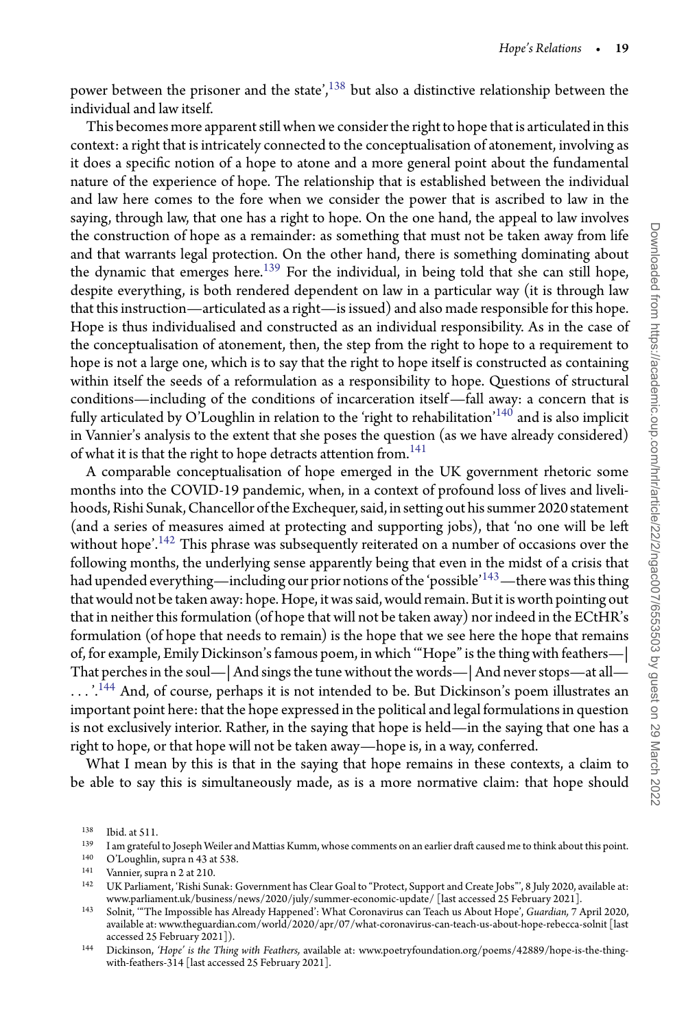power between the prisoner and the state',[138] but also a distinctive relationship between the individual and law itself.

This becomes more apparent still when we consider the right to hope that is articulated in this context: a right that is intricately connected to the conceptualisation of atonement, involving as it does a specific notion of a hope to atone and a more general point about the fundamental nature of the experience of hope. The relationship that is established between the individual and law here comes to the fore when we consider the power that is ascribed to law in the saying, through law, that one has a right to hope. On the one hand, the appeal to law involves the construction of hope as a remainder: as something that must not be taken away from life and that warrants legal protection. On the other hand, there is something dominating about the dynamic that emerges here.[139] For the individual, in being told that she can still hope, despite everything, is both rendered dependent on law in a particular way (it is through law that this instruction—articulated as a right—is issued) and also made responsible for this hope. Hope is thus individualised and constructed as an individual responsibility. As in the case of the conceptualisation of atonement, then, the step from the right to hope to a requirement to hope is not a large one, which is to say that the right to hope itself is constructed as containing within itself the seeds of a reformulation as a responsibility to hope. Questions of structural conditions—including of the conditions of incarceration itself—fall away: a concern that is fully articulated by O'Loughlin in relation to the 'right to rehabilitation'[140] and is also implicit in Vannier's analysis to the extent that she poses the question (as we have already considered) of what it is that the right to hope detracts attention from.[141]

A comparable conceptualisation of hope emerged in the UK government rhetoric some months into the COVID-19 pandemic, when, in a context of profound loss of lives and livelihoods, Rishi Sunak, Chancellor of the Exchequer, said, in setting out his summer 2020 statement (and a series of measures aimed at protecting and supporting jobs), that 'no one will be left without hope'.[142] This phrase was subsequently reiterated on a number of occasions over the following months, the underlying sense apparently being that even in the midst of a crisis that had upended everything—including our prior notions of the 'possible'[143]—there was this thing that would not be taken away: hope. Hope, it was said, would remain. But it is worth pointing out that in neither this formulation (of hope that will not be taken away) nor indeed in the ECtHR's formulation (of hope that needs to remain) is the hope that we see here the hope that remains of, for example, Emily Dickinson's famous poem, in which '"Hope" is the thing with feathers—| That perches in the soul—| And sings the tune without the words—| And never stops—at all— . . . '.[144] And, of course, perhaps it is not intended to be. But Dickinson's poem illustrates an important point here: that the hope expressed in the political and legal formulations in question is not exclusively interior. Rather, in the saying that hope is held—in the saying that one has a right to hope, or that hope will not be taken away—hope is, in a way, conferred.

What I mean by this is that in the saying that hope remains in these contexts, a claim to be able to say this is simultaneously made, as is a more normative claim: that hope should

---

138 Ibid. at 511.

139 I am grateful to Joseph Weiler and Mattias Kumm, whose comments on an earlier draft caused me to think about this point.

140 O'Loughlin, supra n 43 at 538.

141 Vannier, supra n 2 at 210.

142 UK Parliament, 'Rishi Sunak: Government has Clear Goal to "Protect, Support and Create Jobs"', 8 July 2020, available at: www.parliament.uk/business/news/2020/july/summer-economic-update/ [last accessed 25 February 2021].

143 Solnit, '"The Impossible has Already Happened': What Coronavirus can Teach us About Hope', *Guardian*, 7 April 2020, available at: www.theguardian.com/world/2020/apr/07/what-coronavirus-can-teach-us-about-hope-rebecca-solnit [last accessed 25 February 2021]).

144 Dickinson, *'Hope' is the Thing with Feathers*, available at: www.poetryfoundation.org/poems/42889/hope-is-the-thing-with-feathers-314 [last accessed 25 February 2021].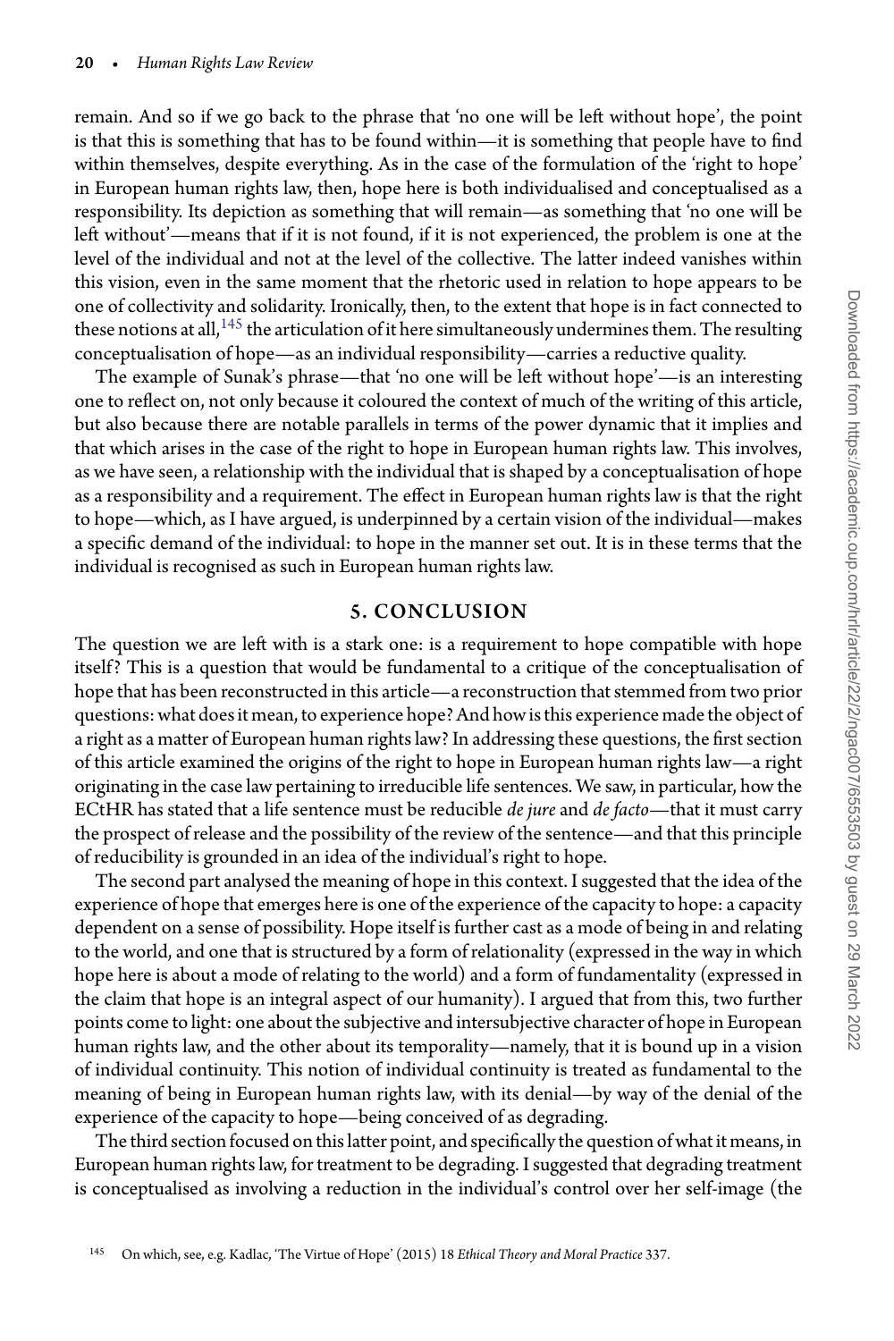remain. And so if we go back to the phrase that 'no one will be left without hope', the point is that this is something that has to be found within—it is something that people have to find within themselves, despite everything. As in the case of the formulation of the 'right to hope' in European human rights law, then, hope here is both individualised and conceptualised as a responsibility. Its depiction as something that will remain—as something that 'no one will be left without'—means that if it is not found, if it is not experienced, the problem is one at the level of the individual and not at the level of the collective. The latter indeed vanishes within this vision, even in the same moment that the rhetoric used in relation to hope appears to be one of collectivity and solidarity. Ironically, then, to the extent that hope is in fact connected to these notions at all,[145] the articulation of it here simultaneously undermines them. The resulting conceptualisation of hope—as an individual responsibility—carries a reductive quality.

The example of Sunak's phrase—that 'no one will be left without hope'—is an interesting one to reflect on, not only because it coloured the context of much of the writing of this article, but also because there are notable parallels in terms of the power dynamic that it implies and that which arises in the case of the right to hope in European human rights law. This involves, as we have seen, a relationship with the individual that is shaped by a conceptualisation of hope as a responsibility and a requirement. The effect in European human rights law is that the right to hope—which, as I have argued, is underpinned by a certain vision of the individual—makes a specific demand of the individual: to hope in the manner set out. It is in these terms that the individual is recognised as such in European human rights law.

## 5. CONCLUSION

The question we are left with is a stark one: is a requirement to hope compatible with hope itself? This is a question that would be fundamental to a critique of the conceptualisation of hope that has been reconstructed in this article—a reconstruction that stemmed from two prior questions: what does it mean, to experience hope? And how is this experience made the object of a right as a matter of European human rights law? In addressing these questions, the first section of this article examined the origins of the right to hope in European human rights law—a right originating in the case law pertaining to irreducible life sentences. We saw, in particular, how the ECtHR has stated that a life sentence must be reducible *de jure* and *de facto*—that it must carry the prospect of release and the possibility of the review of the sentence—and that this principle of reducibility is grounded in an idea of the individual's right to hope.

The second part analysed the meaning of hope in this context. I suggested that the idea of the experience of hope that emerges here is one of the experience of the capacity to hope: a capacity dependent on a sense of possibility. Hope itself is further cast as a mode of being in and relating to the world, and one that is structured by a form of relationality (expressed in the way in which hope here is about a mode of relating to the world) and a form of fundamentality (expressed in the claim that hope is an integral aspect of our humanity). I argued that from this, two further points come to light: one about the subjective and intersubjective character of hope in European human rights law, and the other about its temporality—namely, that it is bound up in a vision of individual continuity. This notion of individual continuity is treated as fundamental to the meaning of being in European human rights law, with its denial—by way of the denial of the experience of the capacity to hope—being conceived of as degrading.

The third section focused on this latter point, and specifically the question of what it means, in European human rights law, for treatment to be degrading. I suggested that degrading treatment is conceptualised as involving a reduction in the individual's control over her self-image (the

[145] On which, see, e.g. Kadlac, 'The Virtue of Hope' (2015) 18 *Ethical Theory and Moral Practice* 337.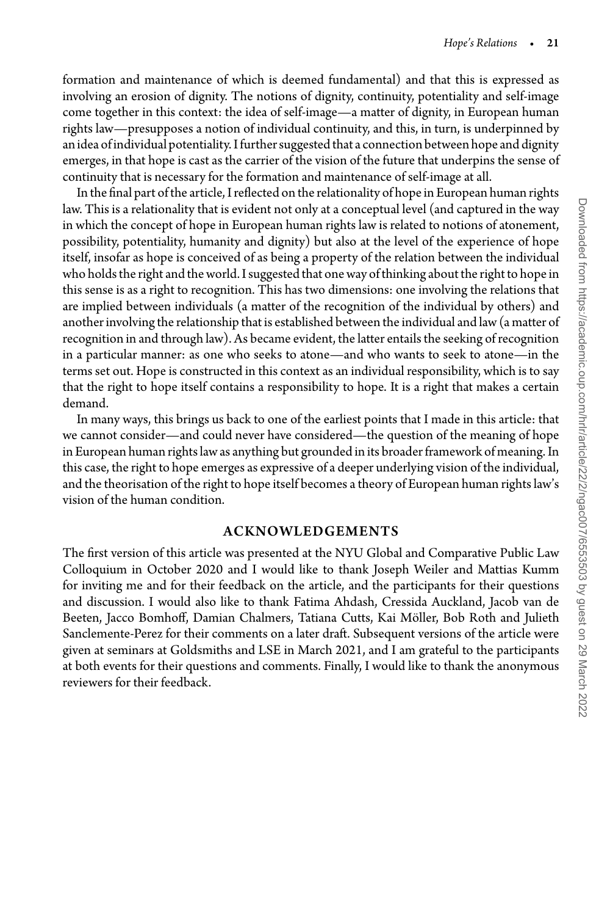formation and maintenance of which is deemed fundamental) and that this is expressed as involving an erosion of dignity. The notions of dignity, continuity, potentiality and self-image come together in this context: the idea of self-image—a matter of dignity, in European human rights law—presupposes a notion of individual continuity, and this, in turn, is underpinned by an idea of individual potentiality. I further suggested that a connection between hope and dignity emerges, in that hope is cast as the carrier of the vision of the future that underpins the sense of continuity that is necessary for the formation and maintenance of self-image at all.

In the final part of the article, I reflected on the relationality of hope in European human rights law. This is a relationality that is evident not only at a conceptual level (and captured in the way in which the concept of hope in European human rights law is related to notions of atonement, possibility, potentiality, humanity and dignity) but also at the level of the experience of hope itself, insofar as hope is conceived of as being a property of the relation between the individual who holds the right and the world. I suggested that one way of thinking about the right to hope in this sense is as a right to recognition. This has two dimensions: one involving the relations that are implied between individuals (a matter of the recognition of the individual by others) and another involving the relationship that is established between the individual and law (a matter of recognition in and through law). As became evident, the latter entails the seeking of recognition in a particular manner: as one who seeks to atone—and who wants to seek to atone—in the terms set out. Hope is constructed in this context as an individual responsibility, which is to say that the right to hope itself contains a responsibility to hope. It is a right that makes a certain demand.

In many ways, this brings us back to one of the earliest points that I made in this article: that we cannot consider—and could never have considered—the question of the meaning of hope in European human rights law as anything but grounded in its broader framework of meaning. In this case, the right to hope emerges as expressive of a deeper underlying vision of the individual, and the theorisation of the right to hope itself becomes a theory of European human rights law's vision of the human condition.

## ACKNOWLEDGEMENTS

The first version of this article was presented at the NYU Global and Comparative Public Law Colloquium in October 2020 and I would like to thank Joseph Weiler and Mattias Kumm for inviting me and for their feedback on the article, and the participants for their questions and discussion. I would also like to thank Fatima Ahdash, Cressida Auckland, Jacob van de Beeten, Jacco Bomhoff, Damian Chalmers, Tatiana Cutts, Kai Möller, Bob Roth and Julieth Sanclemente-Perez for their comments on a later draft. Subsequent versions of the article were given at seminars at Goldsmiths and LSE in March 2021, and I am grateful to the participants at both events for their questions and comments. Finally, I would like to thank the anonymous reviewers for their feedback.